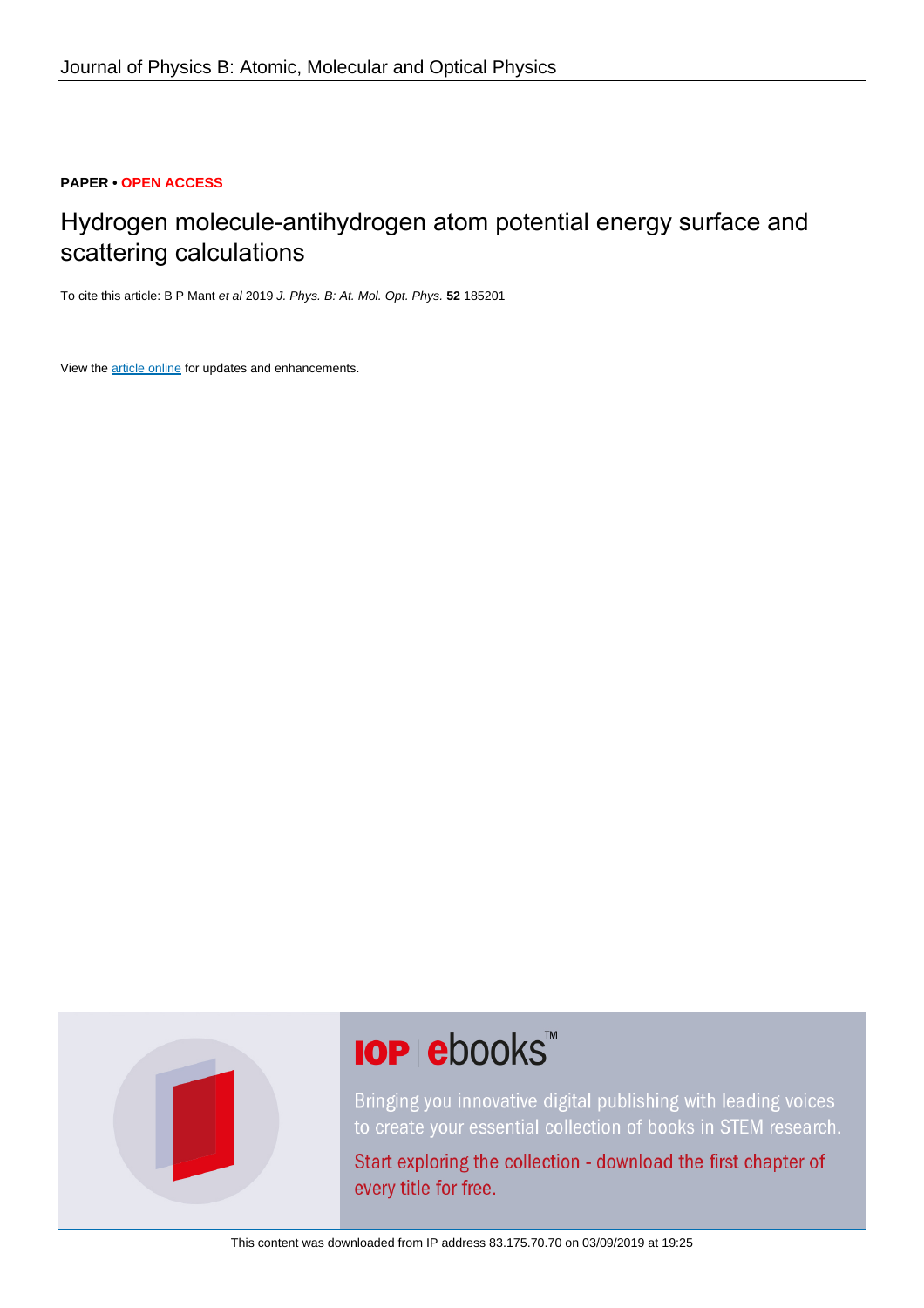Journal of Physics B: Atomic, Molecular and Optical Physics

**PAPER** • **OPEN ACCESS**

# Hydrogen molecule-antihydrogen atom potential energy surface and scattering calculations

To cite this article: B P Mant *et al* 2019 *J. Phys. B: At. Mol. Opt. Phys.* **52** 185201

View the article online for updates and enhancements.

IOP ebooks™

Bringing you innovative digital publishing with leading voices to create your essential collection of books in STEM research.

Start exploring the collection - download the first chapter of every title for free.

This content was downloaded from IP address 83.175.70.70 on 03/09/2019 at 19:25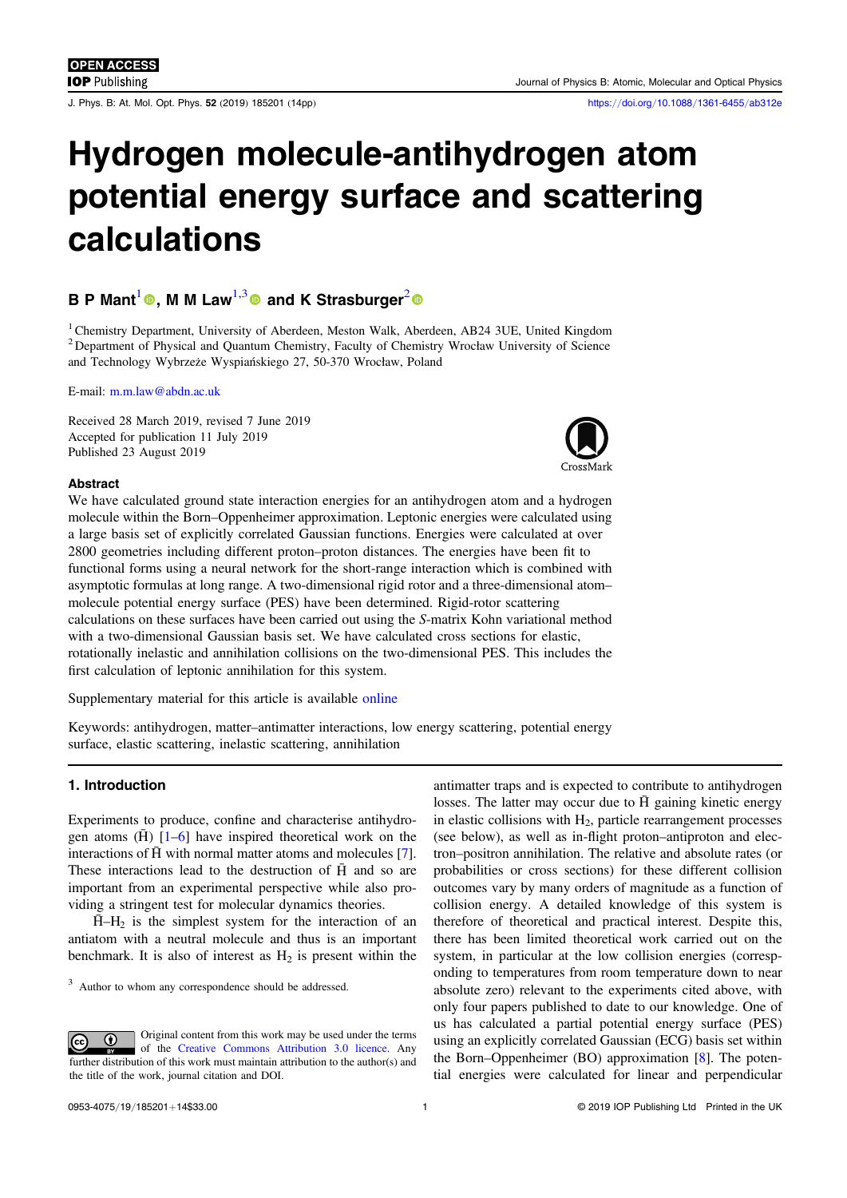# Hydrogen molecule-antihydrogen atom potential energy surface and scattering calculations

## B P Mant[1], M M Law[1,3] and K Strasburger[2]

[1] Chemistry Department, University of Aberdeen, Meston Walk, Aberdeen, AB24 3UE, United Kingdom
[2] Department of Physical and Quantum Chemistry, Faculty of Chemistry Wrocław University of Science and Technology Wybrzeże Wyspiańskiego 27, 50-370 Wrocław, Poland

E-mail: m.m.law@abdn.ac.uk

Received 28 March 2019, revised 7 June 2019
Accepted for publication 11 July 2019
Published 23 August 2019

### Abstract

We have calculated ground state interaction energies for an antihydrogen atom and a hydrogen molecule within the Born–Oppenheimer approximation. Leptonic energies were calculated using a large basis set of explicitly correlated Gaussian functions. Energies were calculated at over 2800 geometries including different proton–proton distances. The energies have been fit to functional forms using a neural network for the short-range interaction which is combined with asymptotic formulas at long range. A two-dimensional rigid rotor and a three-dimensional atom–molecule potential energy surface (PES) have been determined. Rigid-rotor scattering calculations on these surfaces have been carried out using the *S*-matrix Kohn variational method with a two-dimensional Gaussian basis set. We have calculated cross sections for elastic, rotationally inelastic and annihilation collisions on the two-dimensional PES. This includes the first calculation of leptonic annihilation for this system.

Supplementary material for this article is available online

Keywords: antihydrogen, matter–antimatter interactions, low energy scattering, potential energy surface, elastic scattering, inelastic scattering, annihilation

## 1. Introduction

Experiments to produce, confine and characterise antihydrogen atoms ($\bar{\mathrm{H}}$) [1–6] have inspired theoretical work on the interactions of $\bar{\mathrm{H}}$ with normal matter atoms and molecules [7]. These interactions lead to the destruction of $\bar{\mathrm{H}}$ and so are important from an experimental perspective while also providing a stringent test for molecular dynamics theories.

$\bar{\mathrm{H}}$–$H_2$ is the simplest system for the interaction of an antiatom with a neutral molecule and thus is an important benchmark. It is also of interest as $H_2$ is present within the antimatter traps and is expected to contribute to antihydrogen losses. The latter may occur due to $\bar{\mathrm{H}}$ gaining kinetic energy in elastic collisions with $H_2$, particle rearrangement processes (see below), as well as in-flight proton–antiproton and electron–positron annihilation. The relative and absolute rates (or probabilities or cross sections) for these different collision outcomes vary by many orders of magnitude as a function of collision energy. A detailed knowledge of this system is therefore of theoretical and practical interest. Despite this, there has been limited theoretical work carried out on the system, in particular at the low collision energies (corresponding to temperatures from room temperature down to near absolute zero) relevant to the experiments cited above, with only four papers published to date to our knowledge. One of us has calculated a partial potential energy surface (PES) using an explicitly correlated Gaussian (ECG) basis set within the Born–Oppenheimer (BO) approximation [8]. The potential energies were calculated for linear and perpendicular

[3] Author to whom any correspondence should be addressed.

Original content from this work may be used under the terms of the Creative Commons Attribution 3.0 licence. Any further distribution of this work must maintain attribution to the author(s) and the title of the work, journal citation and DOI.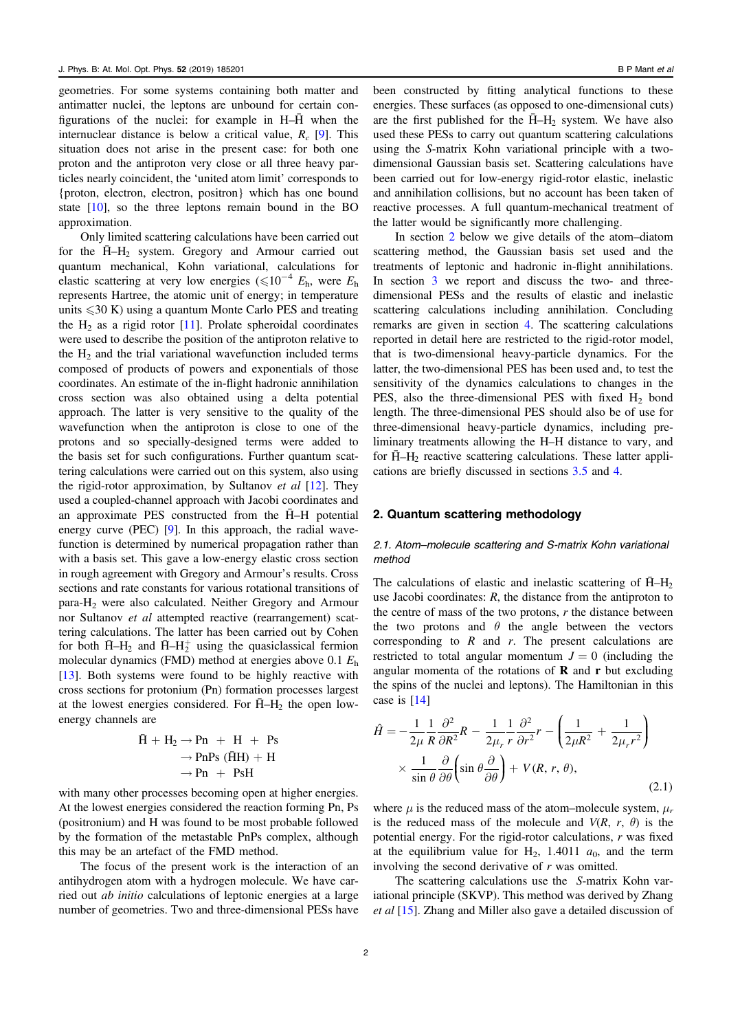geometries. For some systems containing both matter and antimatter nuclei, the leptons are unbound for certain configurations of the nuclei: for example in H–$\bar{\rm H}$ when the internuclear distance is below a critical value, $R_c$ [9]. This situation does not arise in the present case: for both one proton and the antiproton very close or all three heavy particles nearly coincident, the 'united atom limit' corresponds to {proton, electron, electron, positron} which has one bound state [10], so the three leptons remain bound in the BO approximation.

Only limited scattering calculations have been carried out for the $\bar{\rm H}$–$H_2$ system. Gregory and Armour carried out quantum mechanical, Kohn variational, calculations for elastic scattering at very low energies ($\leqslant 10^{-4}$ $E_{\rm h}$, were $E_{\rm h}$ represents Hartree, the atomic unit of energy; in temperature units $\leqslant$30 K) using a quantum Monte Carlo PES and treating the $H_2$ as a rigid rotor [11]. Prolate spheroidal coordinates were used to describe the position of the antiproton relative to the $H_2$ and the trial variational wavefunction included terms composed of products of powers and exponentials of those coordinates. An estimate of the in-flight hadronic annihilation cross section was also obtained using a delta potential approach. The latter is very sensitive to the quality of the wavefunction when the antiproton is close to one of the protons and so specially-designed terms were added to the basis set for such configurations. Further quantum scattering calculations were carried out on this system, also using the rigid-rotor approximation, by Sultanov *et al* [12]. They used a coupled-channel approach with Jacobi coordinates and an approximate PES constructed from the $\bar{\rm H}$–H potential energy curve (PEC) [9]. In this approach, the radial wavefunction is determined by numerical propagation rather than with a basis set. This gave a low-energy elastic cross section in rough agreement with Gregory and Armour's results. Cross sections and rate constants for various rotational transitions of para-$H_2$ were also calculated. Neither Gregory and Armour nor Sultanov *et al* attempted reactive (rearrangement) scattering calculations. The latter has been carried out by Cohen for both $\bar{\rm H}$–$H_2$ and $\bar{\rm H}$–$H_2^+$ using the quasiclassical fermion molecular dynamics (FMD) method at energies above 0.1 $E_{\rm h}$ [13]. Both systems were found to be highly reactive with cross sections for protonium (Pn) formation processes largest at the lowest energies considered. For $\bar{\rm H}$–$H_2$ the open low-energy channels are

$$
\begin{aligned}
\bar{\rm H} + {\rm H}_2 &\rightarrow {\rm Pn} \;+\; {\rm H} \;+\; {\rm Ps} \\
&\rightarrow {\rm PnPs}\;(\bar{\rm H}{\rm H}) + {\rm H} \\
&\rightarrow {\rm Pn} \;+\; {\rm PsH}
\end{aligned}
$$

with many other processes becoming open at higher energies. At the lowest energies considered the reaction forming Pn, Ps (positronium) and H was found to be most probable followed by the formation of the metastable PnPs complex, although this may be an artefact of the FMD method.

The focus of the present work is the interaction of an antihydrogen atom with a hydrogen molecule. We have carried out *ab initio* calculations of leptonic energies at a large number of geometries. Two and three-dimensional PESs have been constructed by fitting analytical functions to these energies. These surfaces (as opposed to one-dimensional cuts) are the first published for the $\bar{\rm H}$–$H_2$ system. We have also used these PESs to carry out quantum scattering calculations using the *S*-matrix Kohn variational principle with a two-dimensional Gaussian basis set. Scattering calculations have been carried out for low-energy rigid-rotor elastic, inelastic and annihilation collisions, but no account has been taken of reactive processes. A full quantum-mechanical treatment of the latter would be significantly more challenging.

In section 2 below we give details of the atom–diatom scattering method, the Gaussian basis set used and the treatments of leptonic and hadronic in-flight annihilations. In section 3 we report and discuss the two- and three-dimensional PESs and the results of elastic and inelastic scattering calculations including annihilation. Concluding remarks are given in section 4. The scattering calculations reported in detail here are restricted to the rigid-rotor model, that is two-dimensional heavy-particle dynamics. For the latter, the two-dimensional PES has been used and, to test the sensitivity of the dynamics calculations to changes in the PES, also the three-dimensional PES with fixed $H_2$ bond length. The three-dimensional PES should also be of use for three-dimensional heavy-particle dynamics, including preliminary treatments allowing the H–H distance to vary, and for $\bar{\rm H}$–$H_2$ reactive scattering calculations. These latter applications are briefly discussed in sections 3.5 and 4.

## 2. Quantum scattering methodology

### 2.1. Atom–molecule scattering and S-matrix Kohn variational method

The calculations of elastic and inelastic scattering of $\bar{\rm H}$–$H_2$ use Jacobi coordinates: $R$, the distance from the antiproton to the centre of mass of the two protons, $r$ the distance between the two protons and $\theta$ the angle between the vectors corresponding to $R$ and $r$. The present calculations are restricted to total angular momentum $J = 0$ (including the angular momenta of the rotations of **R** and **r** but excluding the spins of the nuclei and leptons). The Hamiltonian in this case is [14]

$$
\hat{H} = -\frac{1}{2\mu}\frac{1}{R}\frac{\partial^2}{\partial R^2}R - \frac{1}{2\mu_r}\frac{1}{r}\frac{\partial^2}{\partial r^2}r - \left(\frac{1}{2\mu R^2} + \frac{1}{2\mu_r r^2}\right) \times \frac{1}{\sin\theta}\frac{\partial}{\partial\theta}\left(\sin\theta\frac{\partial}{\partial\theta}\right) + V(R, r, \theta), \tag{2.1}
$$

where $\mu$ is the reduced mass of the atom–molecule system, $\mu_r$ is the reduced mass of the molecule and $V(R, r, \theta)$ is the potential energy. For the rigid-rotor calculations, $r$ was fixed at the equilibrium value for $H_2$, 1.4011 $a_0$, and the term involving the second derivative of $r$ was omitted.

The scattering calculations use the *S*-matrix Kohn variational principle (SKVP). This method was derived by Zhang *et al* [15]. Zhang and Miller also gave a detailed discussion of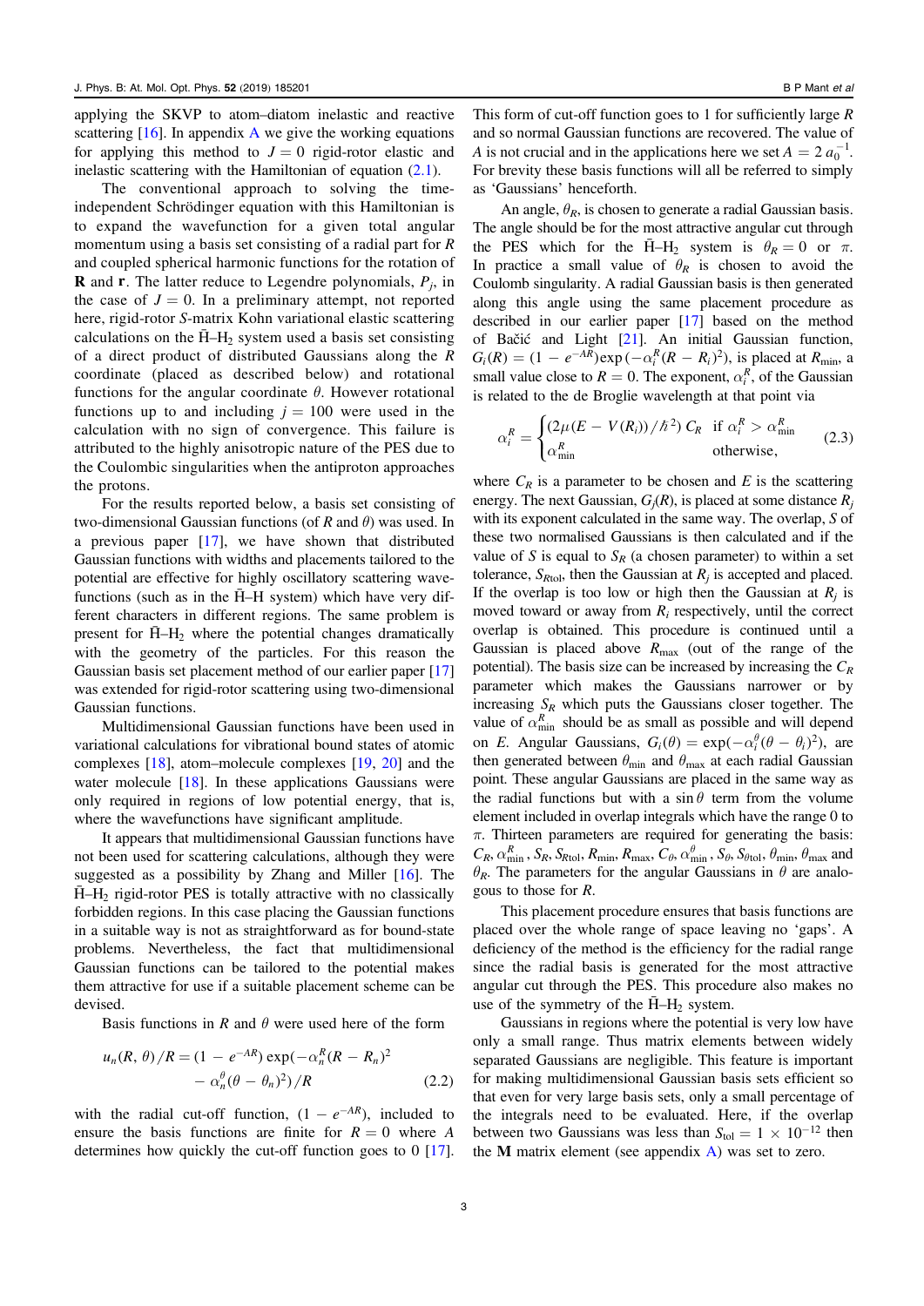applying the SKVP to atom–diatom inelastic and reactive scattering [16]. In appendix A we give the working equations for applying this method to $J = 0$ rigid-rotor elastic and inelastic scattering with the Hamiltonian of equation (2.1).

The conventional approach to solving the time-independent Schrödinger equation with this Hamiltonian is to expand the wavefunction for a given total angular momentum using a basis set consisting of a radial part for $R$ and coupled spherical harmonic functions for the rotation of $\mathbf{R}$ and $\mathbf{r}$. The latter reduce to Legendre polynomials, $P_j$, in the case of $J = 0$. In a preliminary attempt, not reported here, rigid-rotor $S$-matrix Kohn variational elastic scattering calculations on the $\bar{\mathrm{H}}$–$\mathrm{H}_2$ system used a basis set consisting of a direct product of distributed Gaussians along the $R$ coordinate (placed as described below) and rotational functions for the angular coordinate $\theta$. However rotational functions up to and including $j = 100$ were used in the calculation with no sign of convergence. This failure is attributed to the highly anisotropic nature of the PES due to the Coulombic singularities when the antiproton approaches the protons.

For the results reported below, a basis set consisting of two-dimensional Gaussian functions (of $R$ and $\theta$) was used. In a previous paper [17], we have shown that distributed Gaussian functions with widths and placements tailored to the potential are effective for highly oscillatory scattering wavefunctions (such as in the $\bar{\mathrm{H}}$–H system) which have very different characters in different regions. The same problem is present for $\bar{\mathrm{H}}$–$\mathrm{H}_2$ where the potential changes dramatically with the geometry of the particles. For this reason the Gaussian basis set placement method of our earlier paper [17] was extended for rigid-rotor scattering using two-dimensional Gaussian functions.

Multidimensional Gaussian functions have been used in variational calculations for vibrational bound states of atomic complexes [18], atom–molecule complexes [19, 20] and the water molecule [18]. In these applications Gaussians were only required in regions of low potential energy, that is, where the wavefunctions have significant amplitude.

It appears that multidimensional Gaussian functions have not been used for scattering calculations, although they were suggested as a possibility by Zhang and Miller [16]. The $\bar{\mathrm{H}}$–$\mathrm{H}_2$ rigid-rotor PES is totally attractive with no classically forbidden regions. In this case placing the Gaussian functions in a suitable way is not as straightforward as for bound-state problems. Nevertheless, the fact that multidimensional Gaussian functions can be tailored to the potential makes them attractive for use if a suitable placement scheme can be devised.

Basis functions in $R$ and $\theta$ were used here of the form

$$u_n(R, \theta)/R = (1 - e^{-AR})\exp(-\alpha_n^R(R - R_n)^2 - \alpha_n^\theta(\theta - \theta_n)^2)/R \tag{2.2}$$

with the radial cut-off function, $(1 - e^{-AR})$, included to ensure the basis functions are finite for $R = 0$ where $A$ determines how quickly the cut-off function goes to 0 [17]. This form of cut-off function goes to 1 for sufficiently large $R$ and so normal Gaussian functions are recovered. The value of $A$ is not crucial and in the applications here we set $A = 2\,a_0^{-1}$. For brevity these basis functions will all be referred to simply as 'Gaussians' henceforth.

An angle, $\theta_R$, is chosen to generate a radial Gaussian basis. The angle should be for the most attractive angular cut through the PES which for the $\bar{\mathrm{H}}$–$\mathrm{H}_2$ system is $\theta_R = 0$ or $\pi$. In practice a small value of $\theta_R$ is chosen to avoid the Coulomb singularity. A radial Gaussian basis is then generated along this angle using the same placement procedure as described in our earlier paper [17] based on the method of Bačić and Light [21]. An initial Gaussian function, $G_i(R) = (1 - e^{-AR})\exp(-\alpha_i^R(R - R_i)^2)$, is placed at $R_{\min}$, a small value close to $R = 0$. The exponent, $\alpha_i^R$, of the Gaussian is related to the de Broglie wavelength at that point via

$$\alpha_i^R = \begin{cases} (2\mu(E - V(R_i))/\hbar^2)\,C_R & \text{if } \alpha_i^R > \alpha_{\min}^R \\ \alpha_{\min}^R & \text{otherwise,} \end{cases} \tag{2.3}$$

where $C_R$ is a parameter to be chosen and $E$ is the scattering energy. The next Gaussian, $G_j(R)$, is placed at some distance $R_j$ with its exponent calculated in the same way. The overlap, $S$ of these two normalised Gaussians is then calculated and if the value of $S$ is equal to $S_R$ (a chosen parameter) to within a set tolerance, $S_{R\mathrm{tol}}$, then the Gaussian at $R_j$ is accepted and placed. If the overlap is too low or high then the Gaussian at $R_j$ is moved toward or away from $R_i$ respectively, until the correct overlap is obtained. This procedure is continued until a Gaussian is placed above $R_{\max}$ (out of the range of the potential). The basis size can be increased by increasing the $C_R$ parameter which makes the Gaussians narrower or by increasing $S_R$ which puts the Gaussians closer together. The value of $\alpha_{\min}^R$ should be as small as possible and will depend on $E$. Angular Gaussians, $G_i(\theta) = \exp(-\alpha_i^\theta(\theta - \theta_i)^2)$, are then generated between $\theta_{\min}$ and $\theta_{\max}$ at each radial Gaussian point. These angular Gaussians are placed in the same way as the radial functions but with a $\sin\theta$ term from the volume element included in overlap integrals which have the range 0 to $\pi$. Thirteen parameters are required for generating the basis: $C_R$, $\alpha_{\min}^R$, $S_R$, $S_{R\mathrm{tol}}$, $R_{\min}$, $R_{\max}$, $C_\theta$, $\alpha_{\min}^\theta$, $S_\theta$, $S_{\theta\mathrm{tol}}$, $\theta_{\min}$, $\theta_{\max}$ and $\theta_R$. The parameters for the angular Gaussians in $\theta$ are analogous to those for $R$.

This placement procedure ensures that basis functions are placed over the whole range of space leaving no 'gaps'. A deficiency of the method is the efficiency for the radial range since the radial basis is generated for the most attractive angular cut through the PES. This procedure also makes no use of the symmetry of the $\bar{\mathrm{H}}$–$\mathrm{H}_2$ system.

Gaussians in regions where the potential is very low have only a small range. Thus matrix elements between widely separated Gaussians are negligible. This feature is important for making multidimensional Gaussian basis sets efficient so that even for very large basis sets, only a small percentage of the integrals need to be evaluated. Here, if the overlap between two Gaussians was less than $S_{\mathrm{tol}} = 1 \times 10^{-12}$ then the $\mathbf{M}$ matrix element (see appendix A) was set to zero.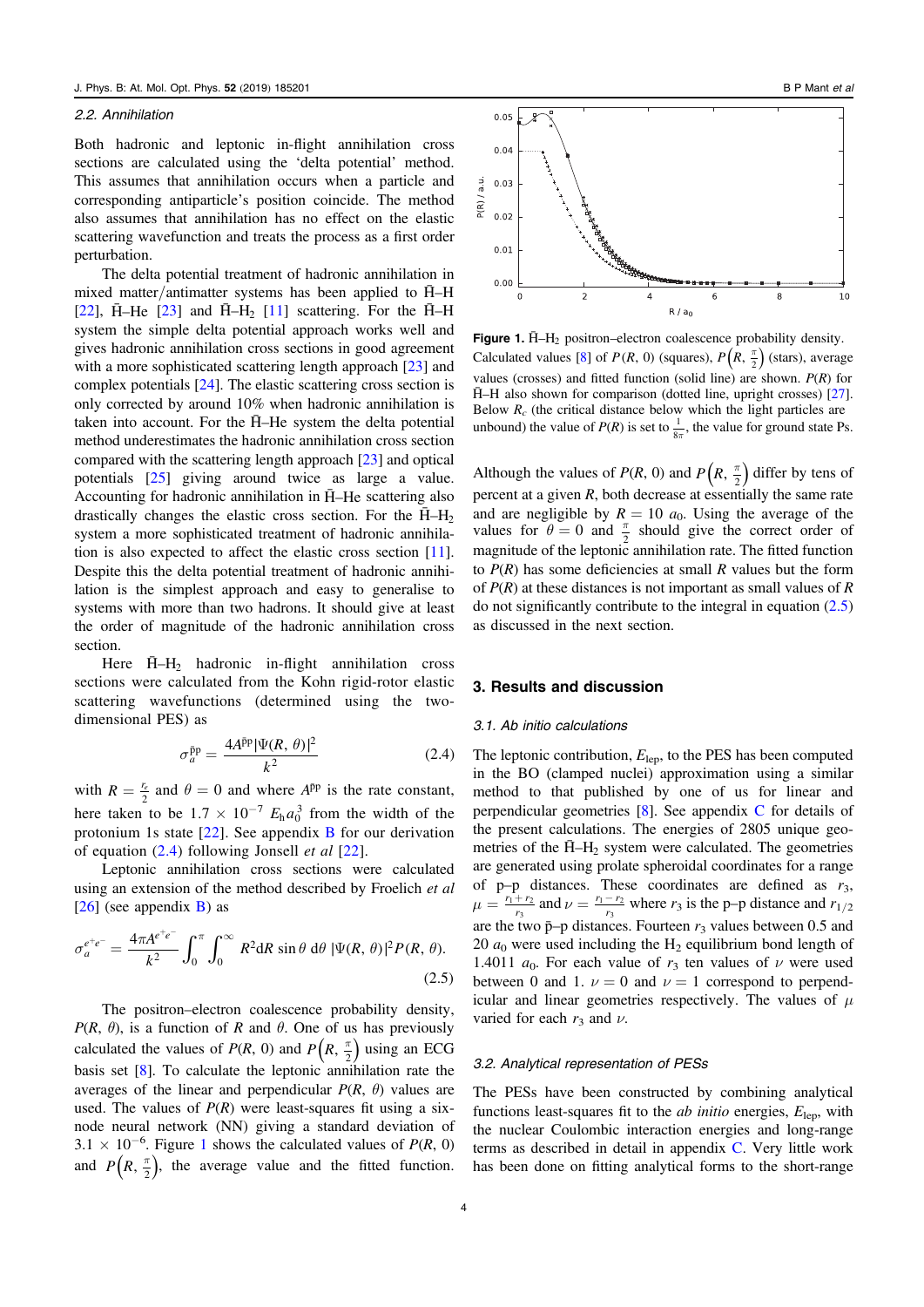### 2.2. Annihilation

Both hadronic and leptonic in-flight annihilation cross sections are calculated using the 'delta potential' method. This assumes that annihilation occurs when a particle and corresponding antiparticle's position coincide. The method also assumes that annihilation has no effect on the elastic scattering wavefunction and treats the process as a first order perturbation.

The delta potential treatment of hadronic annihilation in mixed matter/antimatter systems has been applied to $\bar{\text{H}}$–H [22], $\bar{\text{H}}$–He [23] and $\bar{\text{H}}$–$H_2$ [11] scattering. For the $\bar{\text{H}}$–H system the simple delta potential approach works well and gives hadronic annihilation cross sections in good agreement with a more sophisticated scattering length approach [23] and complex potentials [24]. The elastic scattering cross section is only corrected by around 10% when hadronic annihilation is taken into account. For the $\bar{\text{H}}$–He system the delta potential method underestimates the hadronic annihilation cross section compared with the scattering length approach [23] and optical potentials [25] giving around twice as large a value. Accounting for hadronic annihilation in $\bar{\text{H}}$–He scattering also drastically changes the elastic cross section. For the $\bar{\text{H}}$–$H_2$ system a more sophisticated treatment of hadronic annihilation is also expected to affect the elastic cross section [11]. Despite this the delta potential treatment of hadronic annihilation is the simplest approach and easy to generalise to systems with more than two hadrons. It should give at least the order of magnitude of the hadronic annihilation cross section.

Here $\bar{\text{H}}$–$H_2$ hadronic in-flight annihilation cross sections were calculated from the Kohn rigid-rotor elastic scattering wavefunctions (determined using the two-dimensional PES) as

$$\sigma_a^{\bar{p}p} = \frac{4A^{\bar{p}p}|\Psi(R,\,\theta)|^2}{k^2} \tag{2.4}$$

with $R = \frac{r_e}{2}$ and $\theta = 0$ and where $A^{\bar{p}p}$ is the rate constant, here taken to be $1.7 \times 10^{-7}\ E_h a_0^3$ from the width of the protonium 1s state [22]. See appendix B for our derivation of equation (2.4) following Jonsell *et al* [22].

Leptonic annihilation cross sections were calculated using an extension of the method described by Froelich *et al* [26] (see appendix B) as

$$\sigma_a^{e^+e^-} = \frac{4\pi A^{e^+e^-}}{k^2}\int_0^{\pi}\int_0^{\infty} R^2 \mathrm{d}R\, \sin\theta\, \mathrm{d}\theta\, |\Psi(R,\,\theta)|^2 P(R,\,\theta). \tag{2.5}$$

The positron–electron coalescence probability density, $P(R, \theta)$, is a function of $R$ and $\theta$. One of us has previously calculated the values of $P(R, 0)$ and $P\left(R, \frac{\pi}{2}\right)$ using an ECG basis set [8]. To calculate the leptonic annihilation rate the averages of the linear and perpendicular $P(R, \theta)$ values are used. The values of $P(R)$ were least-squares fit using a six-node neural network (NN) giving a standard deviation of $3.1 \times 10^{-6}$. Figure 1 shows the calculated values of $P(R, 0)$ and $P\left(R, \frac{\pi}{2}\right)$, the average value and the fitted function.

0.05
0.04
0.03
0.02
0.01
0.00
P(R) / a.u.
0
2
4
6
8
10
R / a0

**Figure 1.** $\bar{\text{H}}$–$H_2$ positron–electron coalescence probability density. Calculated values [8] of $P(R, 0)$ (squares), $P\left(R, \frac{\pi}{2}\right)$ (stars), average values (crosses) and fitted function (solid line) are shown. $P(R)$ for $\bar{\text{H}}$–H also shown for comparison (dotted line, upright crosses) [27]. Below $R_c$ (the critical distance below which the light particles are unbound) the value of $P(R)$ is set to $\frac{1}{8\pi}$, the value for ground state Ps.

Although the values of $P(R, 0)$ and $P\left(R, \frac{\pi}{2}\right)$ differ by tens of percent at a given $R$, both decrease at essentially the same rate and are negligible by $R = 10\ a_0$. Using the average of the values for $\theta = 0$ and $\frac{\pi}{2}$ should give the correct order of magnitude of the leptonic annihilation rate. The fitted function to $P(R)$ has some deficiencies at small $R$ values but the form of $P(R)$ at these distances is not important as small values of $R$ do not significantly contribute to the integral in equation (2.5) as discussed in the next section.

## 3. Results and discussion

### 3.1. Ab initio calculations

The leptonic contribution, $E_{\text{lep}}$, to the PES has been computed in the BO (clamped nuclei) approximation using a similar method to that published by one of us for linear and perpendicular geometries [8]. See appendix C for details of the present calculations. The energies of 2805 unique geometries of the $\bar{\text{H}}$–$H_2$ system were calculated. The geometries are generated using prolate spheroidal coordinates for a range of p–p distances. These coordinates are defined as $r_3$, $\mu = \frac{r_1 + r_2}{r_3}$ and $\nu = \frac{r_1 - r_2}{r_3}$ where $r_3$ is the p–p distance and $r_{1/2}$ are the two $\bar{p}$–p distances. Fourteen $r_3$ values between 0.5 and 20 $a_0$ were used including the $H_2$ equilibrium bond length of 1.4011 $a_0$. For each value of $r_3$ ten values of $\nu$ were used between 0 and 1. $\nu = 0$ and $\nu = 1$ correspond to perpendicular and linear geometries respectively. The values of $\mu$ varied for each $r_3$ and $\nu$.

### 3.2. Analytical representation of PESs

The PESs have been constructed by combining analytical functions least-squares fit to the *ab initio* energies, $E_{\text{lep}}$, with the nuclear Coulombic interaction energies and long-range terms as described in detail in appendix C. Very little work has been done on fitting analytical forms to the short-range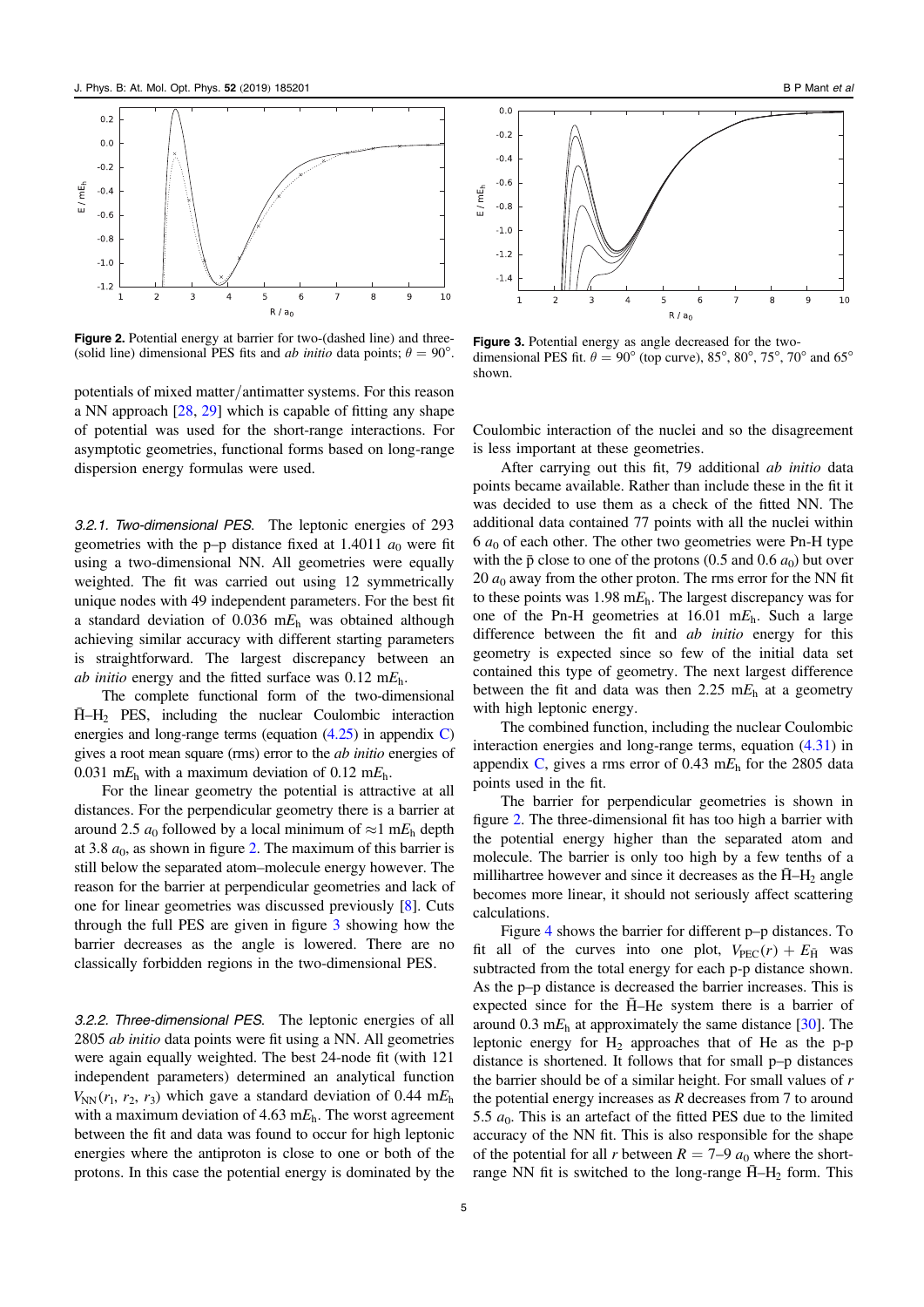E / mE$_h$

0.2
0.0
-0.2
-0.4
-0.6
-0.8
-1.0
-1.2

1 2 3 4 5 6 7 8 9 10

R / a$_0$

**Figure 2.** Potential energy at barrier for two-(dashed line) and three-(solid line) dimensional PES fits and *ab initio* data points; $\theta = 90°$.

E / mE$_h$

0.0
-0.2
-0.4
-0.6
-0.8
-1.0
-1.2
-1.4

1 2 3 4 5 6 7 8 9 10

R / a$_0$

**Figure 3.** Potential energy as angle decreased for the two-dimensional PES fit. $\theta = 90°$ (top curve), 85°, 80°, 75°, 70° and 65° shown.

potentials of mixed matter/antimatter systems. For this reason a NN approach [28, 29] which is capable of fitting any shape of potential was used for the short-range interactions. For asymptotic geometries, functional forms based on long-range dispersion energy formulas were used.

### 3.2.1. Two-dimensional PES.

The leptonic energies of 293 geometries with the p–p distance fixed at 1.4011 $a_0$ were fit using a two-dimensional NN. All geometries were equally weighted. The fit was carried out using 12 symmetrically unique nodes with 49 independent parameters. For the best fit a standard deviation of 0.036 m$E_h$ was obtained although achieving similar accuracy with different starting parameters is straightforward. The largest discrepancy between an *ab initio* energy and the fitted surface was 0.12 m$E_h$.

The complete functional form of the two-dimensional $\bar{H}$–$H_2$ PES, including the nuclear Coulombic interaction energies and long-range terms (equation (4.25) in appendix C) gives a root mean square (rms) error to the *ab initio* energies of 0.031 m$E_h$ with a maximum deviation of 0.12 m$E_h$.

For the linear geometry the potential is attractive at all distances. For the perpendicular geometry there is a barrier at around 2.5 $a_0$ followed by a local minimum of $\approx$1 m$E_h$ depth at 3.8 $a_0$, as shown in figure 2. The maximum of this barrier is still below the separated atom–molecule energy however. The reason for the barrier at perpendicular geometries and lack of one for linear geometries was discussed previously [8]. Cuts through the full PES are given in figure 3 showing how the barrier decreases as the angle is lowered. There are no classically forbidden regions in the two-dimensional PES.

### 3.2.2. Three-dimensional PES.

The leptonic energies of all 2805 *ab initio* data points were fit using a NN. All geometries were again equally weighted. The best 24-node fit (with 121 independent parameters) determined an analytical function $V_{NN}(r_1, r_2, r_3)$ which gave a standard deviation of 0.44 m$E_h$ with a maximum deviation of 4.63 m$E_h$. The worst agreement between the fit and data was found to occur for high leptonic energies where the antiproton is close to one or both of the protons. In this case the potential energy is dominated by the Coulombic interaction of the nuclei and so the disagreement is less important at these geometries.

After carrying out this fit, 79 additional *ab initio* data points became available. Rather than include these in the fit it was decided to use them as a check of the fitted NN. The additional data contained 77 points with all the nuclei within 6 $a_0$ of each other. The other two geometries were Pn-H type with the $\bar{p}$ close to one of the protons (0.5 and 0.6 $a_0$) but over 20 $a_0$ away from the other proton. The rms error for the NN fit to these points was 1.98 m$E_h$. The largest discrepancy was for one of the Pn-H geometries at 16.01 m$E_h$. Such a large difference between the fit and *ab initio* energy for this geometry is expected since so few of the initial data set contained this type of geometry. The next largest difference between the fit and data was then 2.25 m$E_h$ at a geometry with high leptonic energy.

The combined function, including the nuclear Coulombic interaction energies and long-range terms, equation (4.31) in appendix C, gives a rms error of 0.43 m$E_h$ for the 2805 data points used in the fit.

The barrier for perpendicular geometries is shown in figure 2. The three-dimensional fit has too high a barrier with the potential energy higher than the separated atom and molecule. The barrier is only too high by a few tenths of a millihartree however and since it decreases as the $\bar{H}$–$H_2$ angle becomes more linear, it should not seriously affect scattering calculations.

Figure 4 shows the barrier for different p–p distances. To fit all of the curves into one plot, $V_{PEC}(r) + E_{\bar{H}}$ was subtracted from the total energy for each p-p distance shown. As the p–p distance is decreased the barrier increases. This is expected since for the $\bar{H}$–He system there is a barrier of around 0.3 m$E_h$ at approximately the same distance [30]. The leptonic energy for $H_2$ approaches that of He as the p-p distance is shortened. It follows that for small p–p distances the barrier should be of a similar height. For small values of $r$ the potential energy increases as $R$ decreases from 7 to around 5.5 $a_0$. This is an artefact of the fitted PES due to the limited accuracy of the NN fit. This is also responsible for the shape of the potential for all $r$ between $R$ = 7–9 $a_0$ where the short-range NN fit is switched to the long-range $\bar{H}$–$H_2$ form. This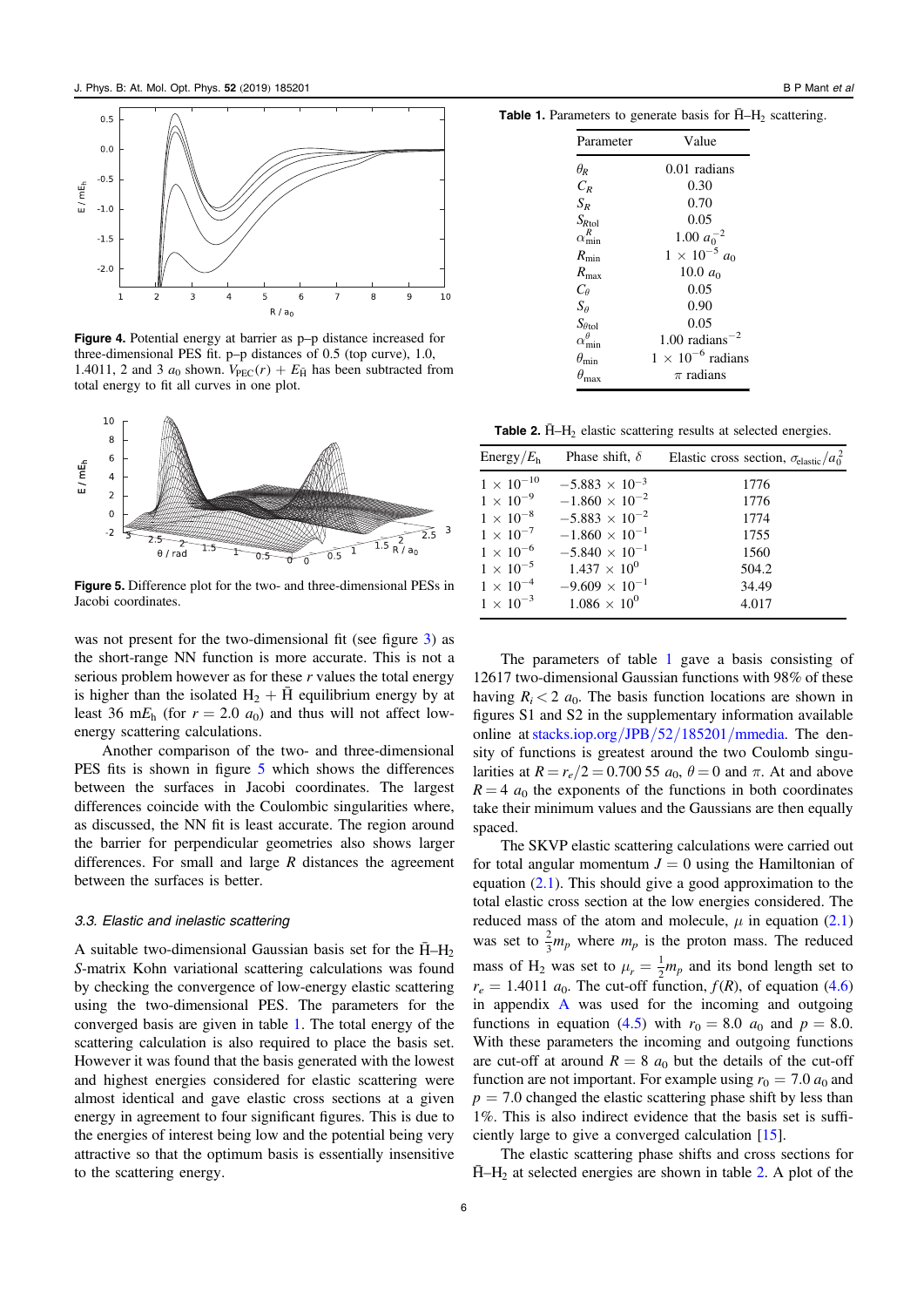0.5
0.0
-0.5
-1.0
-1.5
-2.0
E / mE$_h$
1 2 3 4 5 6 7 8 9 10
R / a$_0$

**Figure 4.** Potential energy at barrier as p–p distance increased for three-dimensional PES fit. p–p distances of 0.5 (top curve), 1.0, 1.4011, 2 and 3 $a_0$ shown. $V_{\text{PEC}}(r) + E_{\bar{\text{H}}}$ has been subtracted from total energy to fit all curves in one plot.

10
8
6
4
2
0
-2
E / mE$_h$
3 2.5 2 1.5 1 0.5 0
θ / rad
0 0.5 1 1.5 2 2.5 3
R / a$_0$

**Figure 5.** Difference plot for the two- and three-dimensional PESs in Jacobi coordinates.

was not present for the two-dimensional fit (see figure 3) as the short-range NN function is more accurate. This is not a serious problem however as for these $r$ values the total energy is higher than the isolated $H_2 + \bar{H}$ equilibrium energy by at least 36 m$E_h$ (for $r = 2.0$ $a_0$) and thus will not affect low-energy scattering calculations.

Another comparison of the two- and three-dimensional PES fits is shown in figure 5 which shows the differences between the surfaces in Jacobi coordinates. The largest differences coincide with the Coulombic singularities where, as discussed, the NN fit is least accurate. The region around the barrier for perpendicular geometries also shows larger differences. For small and large $R$ distances the agreement between the surfaces is better.

### 3.3. Elastic and inelastic scattering

A suitable two-dimensional Gaussian basis set for the $\bar{H}$–$H_2$ *S*-matrix Kohn variational scattering calculations was found by checking the convergence of low-energy elastic scattering using the two-dimensional PES. The parameters for the converged basis are given in table 1. The total energy of the scattering calculation is also required to place the basis set. However it was found that the basis generated with the lowest and highest energies considered for elastic scattering were almost identical and gave elastic cross sections at a given energy in agreement to four significant figures. This is due to the energies of interest being low and the potential being very attractive so that the optimum basis is essentially insensitive to the scattering energy.

**Table 1.** Parameters to generate basis for $\bar{H}$–$H_2$ scattering.

| Parameter | Value |
|---|---|
| $\theta_R$ | 0.01 radians |
| $C_R$ | 0.30 |
| $S_R$ | 0.70 |
| $S_{R\text{tol}}$ | 0.05 |
| $\alpha^R_{\min}$ | 1.00 $a_0^{-2}$ |
| $R_{\min}$ | $1 \times 10^{-5}$ $a_0$ |
| $R_{\max}$ | 10.0 $a_0$ |
| $C_\theta$ | 0.05 |
| $S_\theta$ | 0.90 |
| $S_{\theta\text{tol}}$ | 0.05 |
| $\alpha^\theta_{\min}$ | 1.00 radians$^{-2}$ |
| $\theta_{\min}$ | $1 \times 10^{-6}$ radians |
| $\theta_{\max}$ | $\pi$ radians |

**Table 2.** $\bar{H}$–$H_2$ elastic scattering results at selected energies.

| Energy/$E_h$ | Phase shift, $\delta$ | Elastic cross section, $\sigma_{\text{elastic}}/a_0^2$ |
|---|---|---|
| $1 \times 10^{-10}$ | $-5.883 \times 10^{-3}$ | 1776 |
| $1 \times 10^{-9}$ | $-1.860 \times 10^{-2}$ | 1776 |
| $1 \times 10^{-8}$ | $-5.883 \times 10^{-2}$ | 1774 |
| $1 \times 10^{-7}$ | $-1.860 \times 10^{-1}$ | 1755 |
| $1 \times 10^{-6}$ | $-5.840 \times 10^{-1}$ | 1560 |
| $1 \times 10^{-5}$ | $1.437 \times 10^{0}$ | 504.2 |
| $1 \times 10^{-4}$ | $-9.609 \times 10^{-1}$ | 34.49 |
| $1 \times 10^{-3}$ | $1.086 \times 10^{0}$ | 4.017 |

The parameters of table 1 gave a basis consisting of 12617 two-dimensional Gaussian functions with 98% of these having $R_i < 2$ $a_0$. The basis function locations are shown in figures S1 and S2 in the supplementary information available online at stacks.iop.org/JPB/52/185201/mmedia. The density of functions is greatest around the two Coulomb singularities at $R = r_e/2 = 0.700\,55$ $a_0$, $\theta = 0$ and $\pi$. At and above $R = 4$ $a_0$ the exponents of the functions in both coordinates take their minimum values and the Gaussians are then equally spaced.

The SKVP elastic scattering calculations were carried out for total angular momentum $J = 0$ using the Hamiltonian of equation (2.1). This should give a good approximation to the total elastic cross section at the low energies considered. The reduced mass of the atom and molecule, $\mu$ in equation (2.1) was set to $\frac{2}{3}m_p$ where $m_p$ is the proton mass. The reduced mass of $H_2$ was set to $\mu_r = \frac{1}{2}m_p$ and its bond length set to $r_e = 1.4011$ $a_0$. The cut-off function, $f(R)$, of equation (4.6) in appendix A was used for the incoming and outgoing functions in equation (4.5) with $r_0 = 8.0$ $a_0$ and $p = 8.0$. With these parameters the incoming and outgoing functions are cut-off at around $R = 8$ $a_0$ but the details of the cut-off function are not important. For example using $r_0 = 7.0$ $a_0$ and $p = 7.0$ changed the elastic scattering phase shift by less than 1%. This is also indirect evidence that the basis set is sufficiently large to give a converged calculation [15].

The elastic scattering phase shifts and cross sections for $\bar{H}$–$H_2$ at selected energies are shown in table 2. A plot of the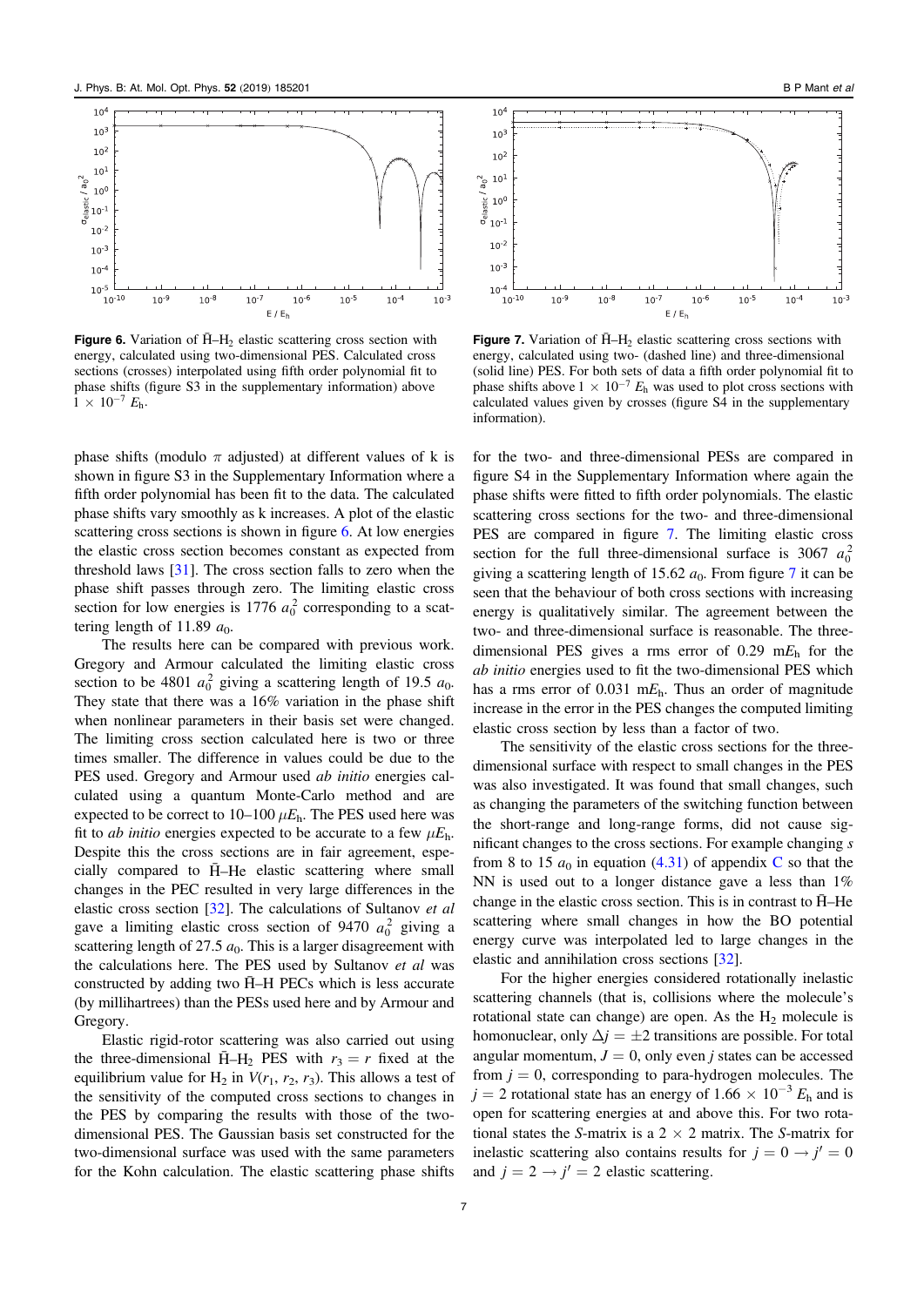$10^4$
$10^3$
$10^2$
$10^1$
$10^0$
$10^{-1}$
$10^{-2}$
$10^{-3}$
$10^{-4}$
$10^{-5}$
$\sigma_{elastic} / a_0^2$
$10^{-10}$ $10^{-9}$ $10^{-8}$ $10^{-7}$ $10^{-6}$ $10^{-5}$ $10^{-4}$ $10^{-3}$
$E / E_h$

**Figure 6.** Variation of $\bar{H}$–$H_2$ elastic scattering cross section with energy, calculated using two-dimensional PES. Calculated cross sections (crosses) interpolated using fifth order polynomial fit to phase shifts (figure S3 in the supplementary information) above $1 \times 10^{-7}$ $E_h$.

$10^4$
$10^3$
$10^2$
$10^1$
$10^0$
$10^{-1}$
$10^{-2}$
$10^{-3}$
$10^{-4}$
$\sigma_{elastic} / a_0^2$
$10^{-10}$ $10^{-9}$ $10^{-8}$ $10^{-7}$ $10^{-6}$ $10^{-5}$ $10^{-4}$ $10^{-3}$
$E / E_h$

**Figure 7.** Variation of $\bar{H}$–$H_2$ elastic scattering cross sections with energy, calculated using two- (dashed line) and three-dimensional (solid line) PES. For both sets of data a fifth order polynomial fit to phase shifts above $1 \times 10^{-7}$ $E_h$ was used to plot cross sections with calculated values given by crosses (figure S4 in the supplementary information).

phase shifts (modulo $\pi$ adjusted) at different values of k is shown in figure S3 in the Supplementary Information where a fifth order polynomial has been fit to the data. The calculated phase shifts vary smoothly as k increases. A plot of the elastic scattering cross sections is shown in figure 6. At low energies the elastic cross section becomes constant as expected from threshold laws [31]. The cross section falls to zero when the phase shift passes through zero. The limiting elastic cross section for low energies is 1776 $a_0^2$ corresponding to a scattering length of 11.89 $a_0$.

The results here can be compared with previous work. Gregory and Armour calculated the limiting elastic cross section to be 4801 $a_0^2$ giving a scattering length of 19.5 $a_0$. They state that there was a 16% variation in the phase shift when nonlinear parameters in their basis set were changed. The limiting cross section calculated here is two or three times smaller. The difference in values could be due to the PES used. Gregory and Armour used *ab initio* energies calculated using a quantum Monte-Carlo method and are expected to be correct to 10–100 $\mu E_h$. The PES used here was fit to *ab initio* energies expected to be accurate to a few $\mu E_h$. Despite this the cross sections are in fair agreement, especially compared to $\bar{H}$–He elastic scattering where small changes in the PEC resulted in very large differences in the elastic cross section [32]. The calculations of Sultanov *et al* gave a limiting elastic cross section of 9470 $a_0^2$ giving a scattering length of 27.5 $a_0$. This is a larger disagreement with the calculations here. The PES used by Sultanov *et al* was constructed by adding two $\bar{H}$–H PECs which is less accurate (by millihartrees) than the PESs used here and by Armour and Gregory.

Elastic rigid-rotor scattering was also carried out using the three-dimensional $\bar{H}$–$H_2$ PES with $r_3 = r$ fixed at the equilibrium value for $H_2$ in $V(r_1, r_2, r_3)$. This allows a test of the sensitivity of the computed cross sections to changes in the PES by comparing the results with those of the two-dimensional PES. The Gaussian basis set constructed for the two-dimensional surface was used with the same parameters for the Kohn calculation. The elastic scattering phase shifts for the two- and three-dimensional PESs are compared in figure S4 in the Supplementary Information where again the phase shifts were fitted to fifth order polynomials. The elastic scattering cross sections for the two- and three-dimensional PES are compared in figure 7. The limiting elastic cross section for the full three-dimensional surface is 3067 $a_0^2$ giving a scattering length of 15.62 $a_0$. From figure 7 it can be seen that the behaviour of both cross sections with increasing energy is qualitatively similar. The agreement between the two- and three-dimensional surface is reasonable. The three-dimensional PES gives a rms error of 0.29 m$E_h$ for the *ab initio* energies used to fit the two-dimensional PES which has a rms error of 0.031 m$E_h$. Thus an order of magnitude increase in the error in the PES changes the computed limiting elastic cross section by less than a factor of two.

The sensitivity of the elastic cross sections for the three-dimensional surface with respect to small changes in the PES was also investigated. It was found that small changes, such as changing the parameters of the switching function between the short-range and long-range forms, did not cause significant changes to the cross sections. For example changing *s* from 8 to 15 $a_0$ in equation (4.31) of appendix C so that the NN is used out to a longer distance gave a less than 1% change in the elastic cross section. This is in contrast to $\bar{H}$–He scattering where small changes in how the BO potential energy curve was interpolated led to large changes in the elastic and annihilation cross sections [32].

For the higher energies considered rotationally inelastic scattering channels (that is, collisions where the molecule's rotational state can change) are open. As the $H_2$ molecule is homonuclear, only $\Delta j = \pm 2$ transitions are possible. For total angular momentum, $J = 0$, only even *j* states can be accessed from $j = 0$, corresponding to para-hydrogen molecules. The $j = 2$ rotational state has an energy of $1.66 \times 10^{-3}$ $E_h$ and is open for scattering energies at and above this. For two rotational states the *S*-matrix is a $2 \times 2$ matrix. The *S*-matrix for inelastic scattering also contains results for $j = 0 \rightarrow j' = 0$ and $j = 2 \rightarrow j' = 2$ elastic scattering.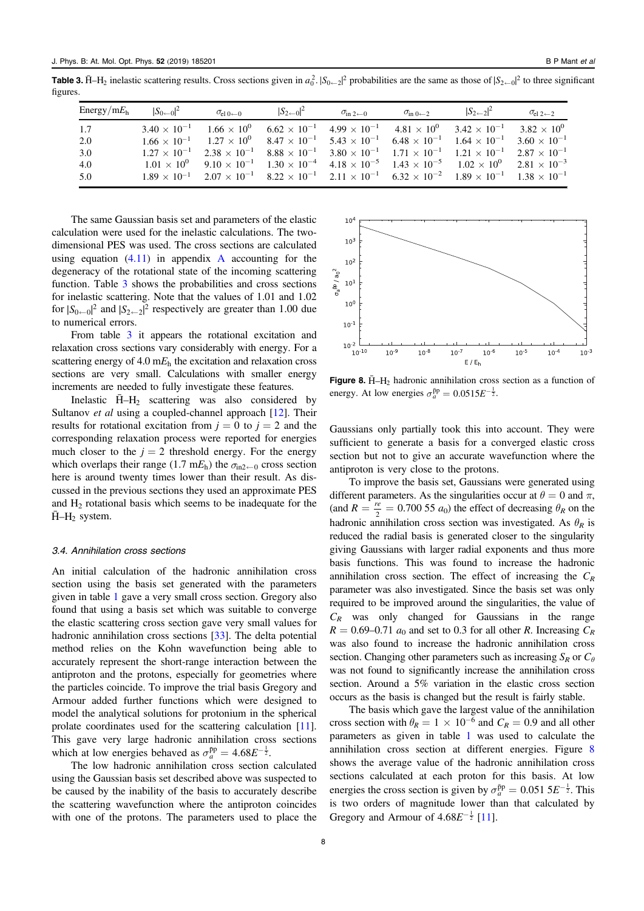**Table 3.** $\bar{\text{H}}$–$H_2$ inelastic scattering results. Cross sections given in $a_0^2$. $|S_{0\leftarrow 2}|^2$ probabilities are the same as those of $|S_{2\leftarrow 0}|^2$ to three significant figures.

| Energy/m$E_h$ | $\|S_{0\leftarrow 0}\|^2$ | $\sigma_{\text{el } 0\leftarrow 0}$ | $\|S_{2\leftarrow 0}\|^2$ | $\sigma_{\text{in } 2\leftarrow 0}$ | $\sigma_{\text{in } 0\leftarrow 2}$ | $\|S_{2\leftarrow 2}\|^2$ | $\sigma_{\text{el } 2\leftarrow 2}$ |
|---|---|---|---|---|---|---|---|
| 1.7 | $3.40\times10^{-1}$ | $1.66\times10^{0}$ | $6.62\times10^{-1}$ | $4.99\times10^{-1}$ | $4.81\times10^{0}$ | $3.42\times10^{-1}$ | $3.82\times10^{0}$ |
| 2.0 | $1.66\times10^{-1}$ | $1.27\times10^{0}$ | $8.47\times10^{-1}$ | $5.43\times10^{-1}$ | $6.48\times10^{-1}$ | $1.64\times10^{-1}$ | $3.60\times10^{-1}$ |
| 3.0 | $1.27\times10^{-1}$ | $2.38\times10^{-1}$ | $8.88\times10^{-1}$ | $3.80\times10^{-1}$ | $1.71\times10^{-1}$ | $1.21\times10^{-1}$ | $2.87\times10^{-1}$ |
| 4.0 | $1.01\times10^{0}$ | $9.10\times10^{-1}$ | $1.30\times10^{-4}$ | $4.18\times10^{-5}$ | $1.43\times10^{-5}$ | $1.02\times10^{0}$ | $2.81\times10^{-3}$ |
| 5.0 | $1.89\times10^{-1}$ | $2.07\times10^{-1}$ | $8.22\times10^{-1}$ | $2.11\times10^{-1}$ | $6.32\times10^{-2}$ | $1.89\times10^{-1}$ | $1.38\times10^{-1}$ |

The same Gaussian basis set and parameters of the elastic calculation were used for the inelastic calculations. The two-dimensional PES was used. The cross sections are calculated using equation (4.11) in appendix A accounting for the degeneracy of the rotational state of the incoming scattering function. Table 3 shows the probabilities and cross sections for inelastic scattering. Note that the values of 1.01 and 1.02 for $|S_{0\leftarrow 0}|^2$ and $|S_{2\leftarrow 2}|^2$ respectively are greater than 1.00 due to numerical errors.

From table 3 it appears the rotational excitation and relaxation cross sections vary considerably with energy. For a scattering energy of 4.0 m$E_h$ the excitation and relaxation cross sections are very small. Calculations with smaller energy increments are needed to fully investigate these features.

Inelastic $\bar{\text{H}}$–$H_2$ scattering was also considered by Sultanov *et al* using a coupled-channel approach [12]. Their results for rotational excitation from $j = 0$ to $j = 2$ and the corresponding relaxation process were reported for energies much closer to the $j = 2$ threshold energy. For the energy which overlaps their range (1.7 m$E_h$) the $\sigma_{\text{in}2\leftarrow 0}$ cross section here is around twenty times lower than their result. As discussed in the previous sections they used an approximate PES and $H_2$ rotational basis which seems to be inadequate for the $\bar{\text{H}}$–$H_2$ system.

### 3.4. Annihilation cross sections

An initial calculation of the hadronic annihilation cross section using the basis set generated with the parameters given in table 1 gave a very small cross section. Gregory also found that using a basis set which was suitable to converge the elastic scattering cross section gave very small values for hadronic annihilation cross sections [33]. The delta potential method relies on the Kohn wavefunction being able to accurately represent the short-range interaction between the antiproton and the protons, especially for geometries where the particles coincide. To improve the trial basis Gregory and Armour added further functions which were designed to model the analytical solutions for protonium in the spherical prolate coordinates used for the scattering calculation [11]. This gave very large hadronic annihilation cross sections which at low energies behaved as $\sigma_a^{\bar{p}p} = 4.68E^{-\frac{1}{2}}$.

The low hadronic annihilation cross section calculated using the Gaussian basis set described above was suspected to be caused by the inability of the basis to accurately describe the scattering wavefunction where the antiproton coincides with one of the protons. The parameters used to place the Gaussians only partially took this into account. They were sufficient to generate a basis for a converged elastic cross section but not to give an accurate wavefunction where the antiproton is very close to the protons.

To improve the basis set, Gaussians were generated using different parameters. As the singularities occur at $\theta = 0$ and $\pi$, (and $R = \frac{re}{2} = 0.700\,55\ a_0$) the effect of decreasing $\theta_R$ on the hadronic annihilation cross section was investigated. As $\theta_R$ is reduced the radial basis is generated closer to the singularity giving Gaussians with larger radial exponents and thus more basis functions. This was found to increase the hadronic annihilation cross section. The effect of increasing the $C_R$ parameter was also investigated. Since the basis set was only required to be improved around the singularities, the value of $C_R$ was only changed for Gaussians in the range $R = 0.69$–$0.71\ a_0$ and set to 0.3 for all other $R$. Increasing $C_R$ was also found to increase the hadronic annihilation cross section. Changing other parameters such as increasing $S_R$ or $C_\theta$ was not found to significantly increase the annihilation cross section. Around a 5% variation in the elastic cross section occurs as the basis is changed but the result is fairly stable.

The basis which gave the largest value of the annihilation cross section with $\theta_R = 1\times10^{-6}$ and $C_R = 0.9$ and all other parameters as given in table 1 was used to calculate the annihilation cross section at different energies. Figure 8 shows the average value of the hadronic annihilation cross sections calculated at each proton for this basis. At low energies the cross section is given by $\sigma_a^{\bar{p}p} = 0.051\,5E^{-\frac{1}{2}}$. This is two orders of magnitude lower than that calculated by Gregory and Armour of $4.68E^{-\frac{1}{2}}$ [11].

$\sigma_a^{\bar{p}p}$ / $a_0^2$

$10^4$
$10^3$
$10^2$
$10^1$
$10^0$
$10^{-1}$
$10^{-2}$

$10^{-10}$ $10^{-9}$ $10^{-8}$ $10^{-7}$ $10^{-6}$ $10^{-5}$ $10^{-4}$ $10^{-3}$

E / $E_h$

**Figure 8.** $\bar{\text{H}}$–$H_2$ hadronic annihilation cross section as a function of energy. At low energies $\sigma_a^{\bar{p}p} = 0.0515E^{-\frac{1}{2}}$.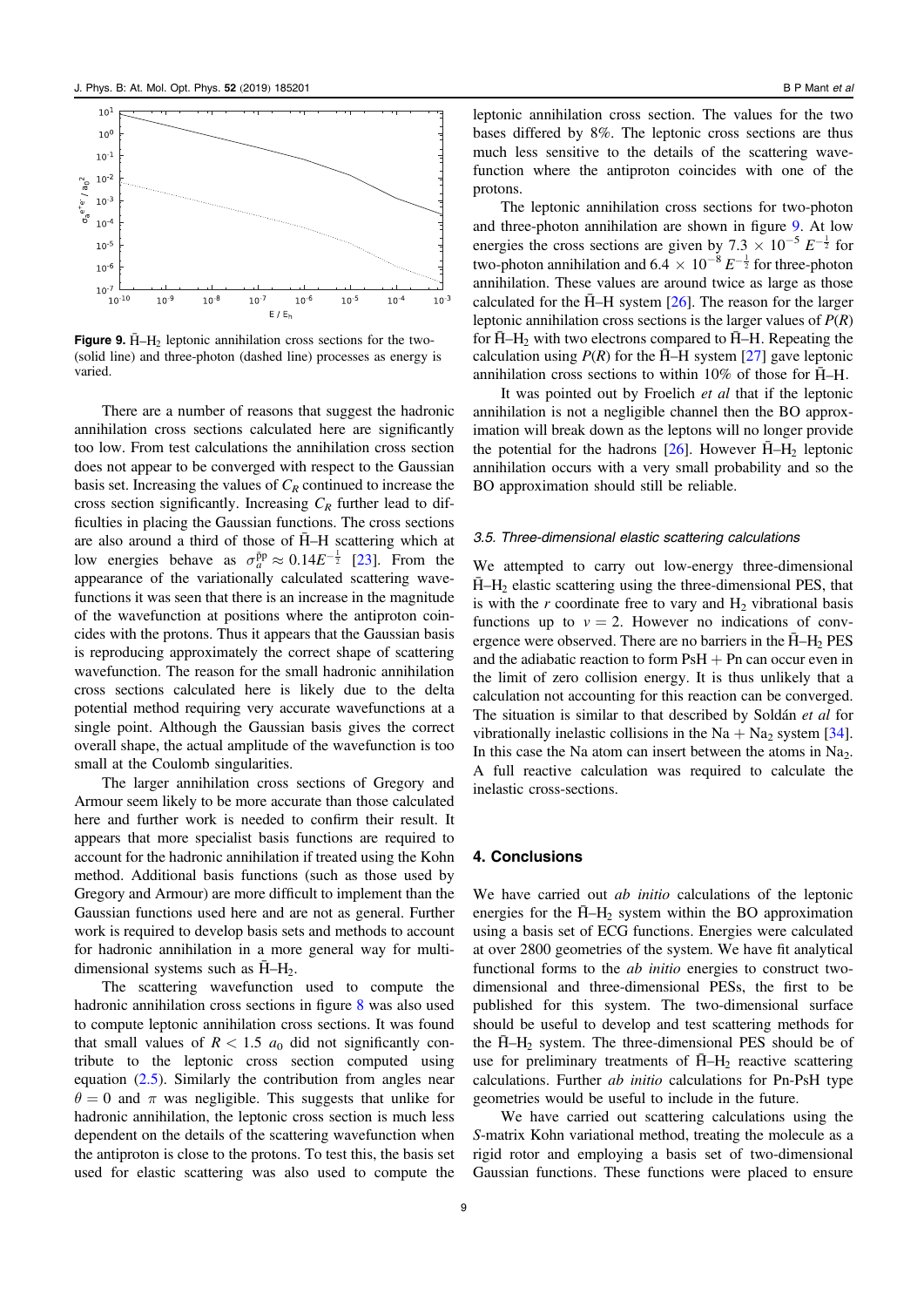$10^1$
$10^0$
$10^{-1}$
$10^{-2}$
$10^{-3}$
$10^{-4}$
$10^{-5}$
$10^{-6}$
$10^{-7}$
$\sigma_a^{e^+e^-}$ / $a_0^2$
$10^{-10}$ $10^{-9}$ $10^{-8}$ $10^{-7}$ $10^{-6}$ $10^{-5}$ $10^{-4}$ $10^{-3}$
E / $E_h$

**Figure 9.** $\bar{\mathrm{H}}$–$\mathrm{H}_2$ leptonic annihilation cross sections for the two- (solid line) and three-photon (dashed line) processes as energy is varied.

There are a number of reasons that suggest the hadronic annihilation cross sections calculated here are significantly too low. From test calculations the annihilation cross section does not appear to be converged with respect to the Gaussian basis set. Increasing the values of $C_R$ continued to increase the cross section significantly. Increasing $C_R$ further lead to difficulties in placing the Gaussian functions. The cross sections are also around a third of those of $\bar{\mathrm{H}}$–H scattering which at low energies behave as $\sigma_a^{\bar{\mathrm{p}}\mathrm{p}} \approx 0.14E^{-\frac{1}{2}}$ [23]. From the appearance of the variationally calculated scattering wavefunctions it was seen that there is an increase in the magnitude of the wavefunction at positions where the antiproton coincides with the protons. Thus it appears that the Gaussian basis is reproducing approximately the correct shape of scattering wavefunction. The reason for the small hadronic annihilation cross sections calculated here is likely due to the delta potential method requiring very accurate wavefunctions at a single point. Although the Gaussian basis gives the correct overall shape, the actual amplitude of the wavefunction is too small at the Coulomb singularities.

The larger annihilation cross sections of Gregory and Armour seem likely to be more accurate than those calculated here and further work is needed to confirm their result. It appears that more specialist basis functions are required to account for the hadronic annihilation if treated using the Kohn method. Additional basis functions (such as those used by Gregory and Armour) are more difficult to implement than the Gaussian functions used here and are not as general. Further work is required to develop basis sets and methods to account for hadronic annihilation in a more general way for multi-dimensional systems such as $\bar{\mathrm{H}}$–$\mathrm{H}_2$.

The scattering wavefunction used to compute the hadronic annihilation cross sections in figure 8 was also used to compute leptonic annihilation cross sections. It was found that small values of $R < 1.5$ $a_0$ did not significantly contribute to the leptonic cross section computed using equation (2.5). Similarly the contribution from angles near $\theta = 0$ and $\pi$ was negligible. This suggests that unlike for hadronic annihilation, the leptonic cross section is much less dependent on the details of the scattering wavefunction when the antiproton is close to the protons. To test this, the basis set used for elastic scattering was also used to compute the leptonic annihilation cross section. The values for the two bases differed by 8%. The leptonic cross sections are thus much less sensitive to the details of the scattering wavefunction where the antiproton coincides with one of the protons.

The leptonic annihilation cross sections for two-photon and three-photon annihilation are shown in figure 9. At low energies the cross sections are given by $7.3 \times 10^{-5}\ E^{-\frac{1}{2}}$ for two-photon annihilation and $6.4 \times 10^{-8}\ E^{-\frac{1}{2}}$ for three-photon annihilation. These values are around twice as large as those calculated for the $\bar{\mathrm{H}}$–H system [26]. The reason for the larger leptonic annihilation cross sections is the larger values of $P(R)$ for $\bar{\mathrm{H}}$–$\mathrm{H}_2$ with two electrons compared to $\bar{\mathrm{H}}$–H. Repeating the calculation using $P(R)$ for the $\bar{\mathrm{H}}$–H system [27] gave leptonic annihilation cross sections to within 10% of those for $\bar{\mathrm{H}}$–H.

It was pointed out by Froelich *et al* that if the leptonic annihilation is not a negligible channel then the BO approximation will break down as the leptons will no longer provide the potential for the hadrons [26]. However $\bar{\mathrm{H}}$–$\mathrm{H}_2$ leptonic annihilation occurs with a very small probability and so the BO approximation should still be reliable.

### 3.5. Three-dimensional elastic scattering calculations

We attempted to carry out low-energy three-dimensional $\bar{\mathrm{H}}$–$\mathrm{H}_2$ elastic scattering using the three-dimensional PES, that is with the $r$ coordinate free to vary and $\mathrm{H}_2$ vibrational basis functions up to $v = 2$. However no indications of convergence were observed. There are no barriers in the $\bar{\mathrm{H}}$–$\mathrm{H}_2$ PES and the adiabatic reaction to form PsH + Pn can occur even in the limit of zero collision energy. It is thus unlikely that a calculation not accounting for this reaction can be converged. The situation is similar to that described by Soldán *et al* for vibrationally inelastic collisions in the Na + $\mathrm{Na}_2$ system [34]. In this case the Na atom can insert between the atoms in $\mathrm{Na}_2$. A full reactive calculation was required to calculate the inelastic cross-sections.

## 4. Conclusions

We have carried out *ab initio* calculations of the leptonic energies for the $\bar{\mathrm{H}}$–$\mathrm{H}_2$ system within the BO approximation using a basis set of ECG functions. Energies were calculated at over 2800 geometries of the system. We have fit analytical functional forms to the *ab initio* energies to construct two-dimensional and three-dimensional PESs, the first to be published for this system. The two-dimensional surface should be useful to develop and test scattering methods for the $\bar{\mathrm{H}}$–$\mathrm{H}_2$ system. The three-dimensional PES should be of use for preliminary treatments of $\bar{\mathrm{H}}$–$\mathrm{H}_2$ reactive scattering calculations. Further *ab initio* calculations for Pn-PsH type geometries would be useful to include in the future.

We have carried out scattering calculations using the *S*-matrix Kohn variational method, treating the molecule as a rigid rotor and employing a basis set of two-dimensional Gaussian functions. These functions were placed to ensure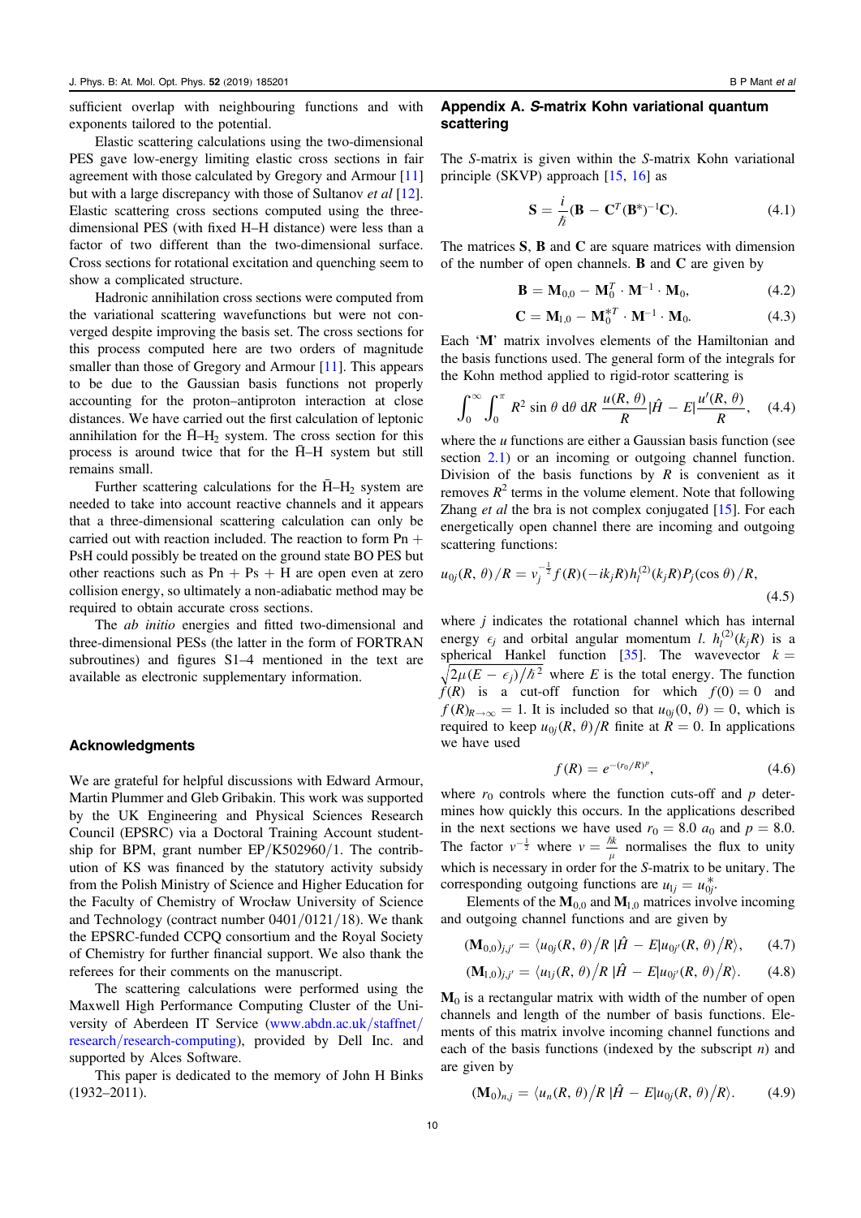sufficient overlap with neighbouring functions and with exponents tailored to the potential.

Elastic scattering calculations using the two-dimensional PES gave low-energy limiting elastic cross sections in fair agreement with those calculated by Gregory and Armour [11] but with a large discrepancy with those of Sultanov *et al* [12]. Elastic scattering cross sections computed using the three-dimensional PES (with fixed H–H distance) were less than a factor of two different than the two-dimensional surface. Cross sections for rotational excitation and quenching seem to show a complicated structure.

Hadronic annihilation cross sections were computed from the variational scattering wavefunctions but were not converged despite improving the basis set. The cross sections for this process computed here are two orders of magnitude smaller than those of Gregory and Armour [11]. This appears to be due to the Gaussian basis functions not properly accounting for the proton–antiproton interaction at close distances. We have carried out the first calculation of leptonic annihilation for the $\bar{\text{H}}$–$\text{H}_2$ system. The cross section for this process is around twice that for the $\bar{\text{H}}$–H system but still remains small.

Further scattering calculations for the $\bar{\text{H}}$–$\text{H}_2$ system are needed to take into account reactive channels and it appears that a three-dimensional scattering calculation can only be carried out with reaction included. The reaction to form Pn + PsH could possibly be treated on the ground state BO PES but other reactions such as Pn + Ps + H are open even at zero collision energy, so ultimately a non-adiabatic method may be required to obtain accurate cross sections.

The *ab initio* energies and fitted two-dimensional and three-dimensional PESs (the latter in the form of FORTRAN subroutines) and figures S1–4 mentioned in the text are available as electronic supplementary information.

## Acknowledgments

We are grateful for helpful discussions with Edward Armour, Martin Plummer and Gleb Gribakin. This work was supported by the UK Engineering and Physical Sciences Research Council (EPSRC) via a Doctoral Training Account studentship for BPM, grant number EP/K502960/1. The contribution of KS was financed by the statutory activity subsidy from the Polish Ministry of Science and Higher Education for the Faculty of Chemistry of Wrocław University of Science and Technology (contract number 0401/0121/18). We thank the EPSRC-funded CCPQ consortium and the Royal Society of Chemistry for further financial support. We also thank the referees for their comments on the manuscript.

The scattering calculations were performed using the Maxwell High Performance Computing Cluster of the University of Aberdeen IT Service (www.abdn.ac.uk/staffnet/research/research-computing), provided by Dell Inc. and supported by Alces Software.

This paper is dedicated to the memory of John H Binks (1932–2011).

## Appendix A. *S*-matrix Kohn variational quantum scattering

The *S*-matrix is given within the *S*-matrix Kohn variational principle (SKVP) approach [15, 16] as

$$\mathbf{S} = \frac{i}{\hbar}(\mathbf{B} - \mathbf{C}^T(\mathbf{B}^*)^{-1}\mathbf{C}). \tag{4.1}$$

The matrices **S**, **B** and **C** are square matrices with dimension of the number of open channels. **B** and **C** are given by

$$\mathbf{B} = \mathbf{M}_{0,0} - \mathbf{M}_0^T \cdot \mathbf{M}^{-1} \cdot \mathbf{M}_0, \tag{4.2}$$

$$\mathbf{C} = \mathbf{M}_{1,0} - \mathbf{M}_0^{*T} \cdot \mathbf{M}^{-1} \cdot \mathbf{M}_0. \tag{4.3}$$

Each '**M**' matrix involves elements of the Hamiltonian and the basis functions used. The general form of the integrals for the Kohn method applied to rigid-rotor scattering is

$$\int_0^\infty \int_0^\pi R^2 \sin\theta \, \mathrm{d}\theta \, \mathrm{d}R \, \frac{u(R,\theta)}{R} |\hat{H} - E| \frac{u'(R,\theta)}{R}, \tag{4.4}$$

where the *u* functions are either a Gaussian basis function (see section 2.1) or an incoming or outgoing channel function. Division of the basis functions by *R* is convenient as it removes $R^2$ terms in the volume element. Note that following Zhang *et al* the bra is not complex conjugated [15]. For each energetically open channel there are incoming and outgoing scattering functions:

$$u_{0j}(R,\theta)/R = v_j^{-\frac{1}{2}} f(R)(-ik_jR)h_l^{(2)}(k_jR)P_j(\cos\theta)/R, \tag{4.5}$$

where *j* indicates the rotational channel which has internal energy $\epsilon_j$ and orbital angular momentum *l*. $h_l^{(2)}(k_jR)$ is a spherical Hankel function [35]. The wavevector $k = \sqrt{2\mu(E - \epsilon_j)/\hbar^2}$ where *E* is the total energy. The function $f(R)$ is a cut-off function for which $f(0) = 0$ and $f(R)_{R\to\infty} = 1$. It is included so that $u_{0j}(0, \theta) = 0$, which is required to keep $u_{0j}(R, \theta)/R$ finite at $R = 0$. In applications we have used

$$f(R) = e^{-(r_0/R)^p}, \tag{4.6}$$

where $r_0$ controls where the function cuts-off and *p* determines how quickly this occurs. In the applications described in the next sections we have used $r_0 = 8.0\ a_0$ and $p = 8.0$. The factor $v^{-\frac{1}{2}}$ where $v = \frac{\hbar k}{\mu}$ normalises the flux to unity which is necessary in order for the *S*-matrix to be unitary. The corresponding outgoing functions are $u_{1j} = u_{0j}^*$.

Elements of the $\mathbf{M}_{0,0}$ and $\mathbf{M}_{1,0}$ matrices involve incoming and outgoing channel functions and are given by

$$(\mathbf{M}_{0,0})_{j,j'} = \langle u_{0j}(R,\theta)/R\,|\hat{H} - E|u_{0j'}(R,\theta)/R\rangle, \tag{4.7}$$

$$(\mathbf{M}_{1,0})_{j,j'} = \langle u_{1j}(R,\theta)/R\,|\hat{H} - E|u_{0j'}(R,\theta)/R\rangle. \tag{4.8}$$

$\mathbf{M}_0$ is a rectangular matrix with width of the number of open channels and length of the number of basis functions. Elements of this matrix involve incoming channel functions and each of the basis functions (indexed by the subscript *n*) and are given by

$$(\mathbf{M}_0)_{n,j} = \langle u_n(R,\theta)/R\,|\hat{H} - E|u_{0j}(R,\theta)/R\rangle. \tag{4.9}$$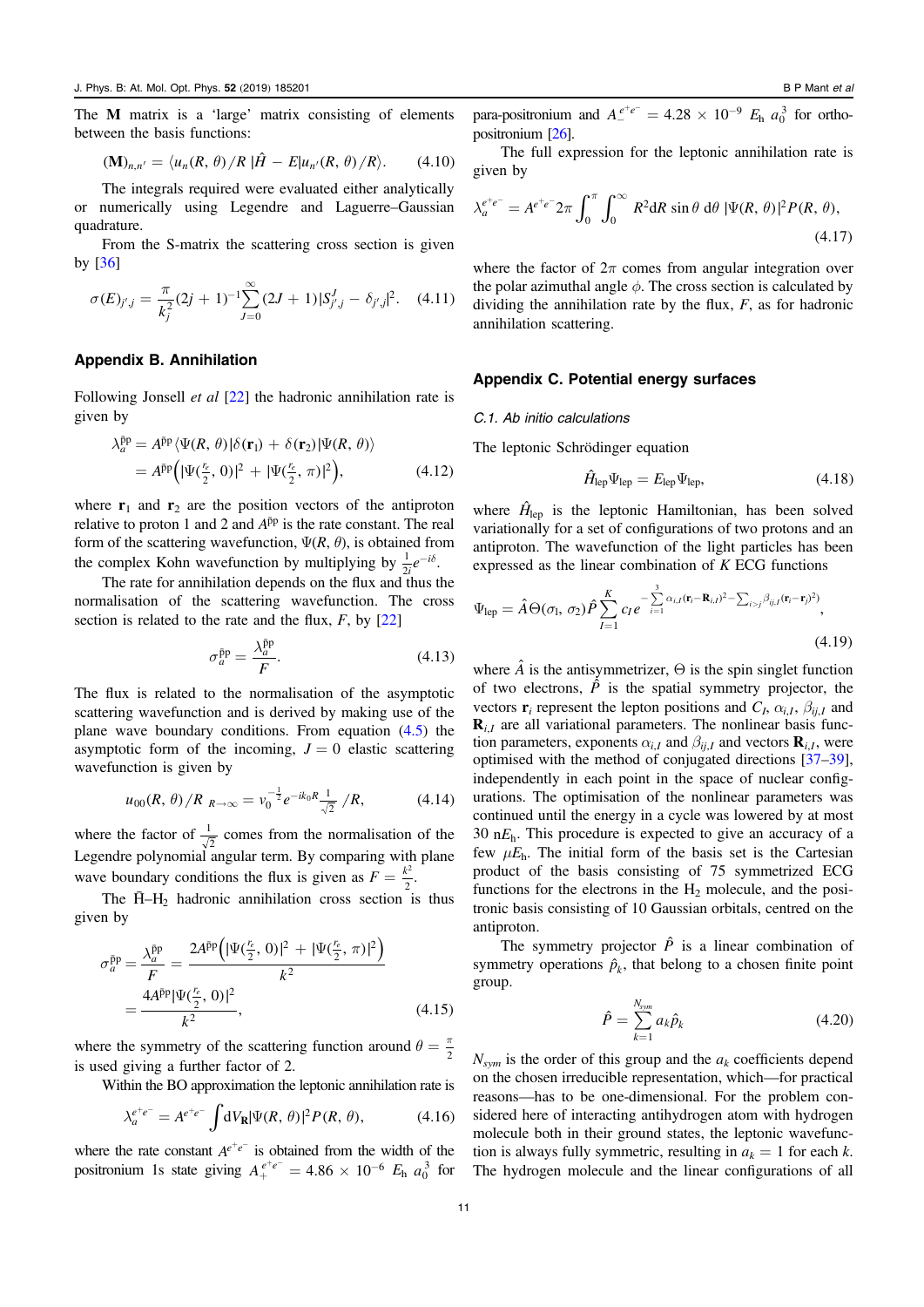The **M** matrix is a 'large' matrix consisting of elements between the basis functions:

$$(\mathbf{M})_{n,n'} = \langle u_n(R,\theta)/R\,|\hat{H} - E|u_{n'}(R,\theta)/R\rangle. \tag{4.10}$$

The integrals required were evaluated either analytically or numerically using Legendre and Laguerre–Gaussian quadrature.

From the S-matrix the scattering cross section is given by [36]

$$\sigma(E)_{j',j} = \frac{\pi}{k_j^2}(2j+1)^{-1}\sum_{J=0}^{\infty}(2J+1)|S_{j',j}^{J} - \delta_{j',j}|^2. \tag{4.11}$$

## Appendix B. Annihilation

Following Jonsell *et al* [22] the hadronic annihilation rate is given by

$$\begin{aligned}\lambda_a^{\bar{\rm p}{\rm p}} &= A^{\bar{\rm p}{\rm p}}\langle\Psi(R,\theta)|\delta(\mathbf{r}_1) + \delta(\mathbf{r}_2)|\Psi(R,\theta)\rangle \\ &= A^{\bar{\rm p}{\rm p}}\Big(|\Psi(\tfrac{r_e}{2},0)|^2 + |\Psi(\tfrac{r_e}{2},\pi)|^2\Big),\end{aligned} \tag{4.12}$$

where $\mathbf{r}_1$ and $\mathbf{r}_2$ are the position vectors of the antiproton relative to proton 1 and 2 and $A^{\bar{\rm p}{\rm p}}$ is the rate constant. The real form of the scattering wavefunction, $\Psi(R,\theta)$, is obtained from the complex Kohn wavefunction by multiplying by $\frac{1}{2i}e^{-i\delta}$.

The rate for annihilation depends on the flux and thus the normalisation of the scattering wavefunction. The cross section is related to the rate and the flux, $F$, by [22]

$$\sigma_a^{\bar{\rm p}{\rm p}} = \frac{\lambda_a^{\bar{\rm p}{\rm p}}}{F}. \tag{4.13}$$

The flux is related to the normalisation of the asymptotic scattering wavefunction and is derived by making use of the plane wave boundary conditions. From equation (4.5) the asymptotic form of the incoming, $J=0$ elastic scattering wavefunction is given by

$$u_{00}(R,\theta)/R \underset{R\to\infty}{} = v_0^{-\frac{1}{2}}e^{-ik_0R}\frac{1}{\sqrt{2}}\,/R, \tag{4.14}$$

where the factor of $\frac{1}{\sqrt{2}}$ comes from the normalisation of the Legendre polynomial angular term. By comparing with plane wave boundary conditions the flux is given as $F = \frac{k^2}{2}$.

The $\bar{\rm H}$–$\rm H_2$ hadronic annihilation cross section is thus given by

$$\begin{aligned}\sigma_a^{\bar{\rm p}{\rm p}} = \frac{\lambda_a^{\bar{\rm p}{\rm p}}}{F} &= \frac{2A^{\bar{\rm p}{\rm p}}\Big(|\Psi(\frac{r_e}{2},0)|^2 + |\Psi(\frac{r_e}{2},\pi)|^2\Big)}{k^2} \\ &= \frac{4A^{\bar{\rm p}{\rm p}}|\Psi(\frac{r_e}{2},0)|^2}{k^2},\end{aligned} \tag{4.15}$$

where the symmetry of the scattering function around $\theta = \frac{\pi}{2}$ is used giving a further factor of 2.

Within the BO approximation the leptonic annihilation rate is

$$\lambda_a^{e^+e^-} = A^{e^+e^-}\int {\rm d}V_{\mathbf{R}}|\Psi(R,\theta)|^2 P(R,\theta), \tag{4.16}$$

where the rate constant $A^{e^+e^-}$ is obtained from the width of the positronium 1s state giving $A_+^{e^+e^-} = 4.86\times 10^{-6}\ E_{\rm h}\ a_0^3$ for para-positronium and $A_-^{e^+e^-} = 4.28\times 10^{-9}\ E_{\rm h}\ a_0^3$ for ortho-positronium [26].

The full expression for the leptonic annihilation rate is given by

$$\lambda_a^{e^+e^-} = A^{e^+e^-}2\pi\int_0^{\pi}\int_0^{\infty} R^2{\rm d}R\,\sin\theta\,{\rm d}\theta\,|\Psi(R,\theta)|^2 P(R,\theta), \tag{4.17}$$

where the factor of $2\pi$ comes from angular integration over the polar azimuthal angle $\phi$. The cross section is calculated by dividing the annihilation rate by the flux, $F$, as for hadronic annihilation scattering.

## Appendix C. Potential energy surfaces

### C.1. Ab initio calculations

The leptonic Schrödinger equation

$$\hat{H}_{\rm lep}\Psi_{\rm lep} = E_{\rm lep}\Psi_{\rm lep}, \tag{4.18}$$

where $\hat{H}_{\rm lep}$ is the leptonic Hamiltonian, has been solved variationally for a set of configurations of two protons and an antiproton. The wavefunction of the light particles has been expressed as the linear combination of $K$ ECG functions

$$\Psi_{\rm lep} = \hat{A}\Theta(\sigma_1,\sigma_2)\hat{P}\sum_{I=1}^{K}c_I\,e^{-\sum_{i=1}^{3}\alpha_{i,I}(\mathbf{r}_i - \mathbf{R}_{i,I})^2 - \sum_{i>j}\beta_{ij,I}(\mathbf{r}_i - \mathbf{r}_j)^2)}, \tag{4.19}$$

where $\hat{A}$ is the antisymmetrizer, $\Theta$ is the spin singlet function of two electrons, $\hat{P}$ is the spatial symmetry projector, the vectors $\mathbf{r}_i$ represent the lepton positions and $C_I$, $\alpha_{i,I}$, $\beta_{ij,I}$ and $\mathbf{R}_{i,I}$ are all variational parameters. The nonlinear basis function parameters, exponents $\alpha_{i,I}$ and $\beta_{ij,I}$ and vectors $\mathbf{R}_{i,I}$, were optimised with the method of conjugated directions [37–39], independently in each point in the space of nuclear configurations. The optimisation of the nonlinear parameters was continued until the energy in a cycle was lowered by at most 30 n$E_{\rm h}$. This procedure is expected to give an accuracy of a few $\mu E_{\rm h}$. The initial form of the basis set is the Cartesian product of the basis consisting of 75 symmetrized ECG functions for the electrons in the $\rm H_2$ molecule, and the positronic basis consisting of 10 Gaussian orbitals, centred on the antiproton.

The symmetry projector $\hat{P}$ is a linear combination of symmetry operations $\hat{p}_k$, that belong to a chosen finite point group.

$$\hat{P} = \sum_{k=1}^{N_{sym}} a_k\hat{p}_k \tag{4.20}$$

$N_{sym}$ is the order of this group and the $a_k$ coefficients depend on the chosen irreducible representation, which—for practical reasons—has to be one-dimensional. For the problem considered here of interacting antihydrogen atom with hydrogen molecule both in their ground states, the leptonic wavefunction is always fully symmetric, resulting in $a_k = 1$ for each $k$. The hydrogen molecule and the linear configurations of all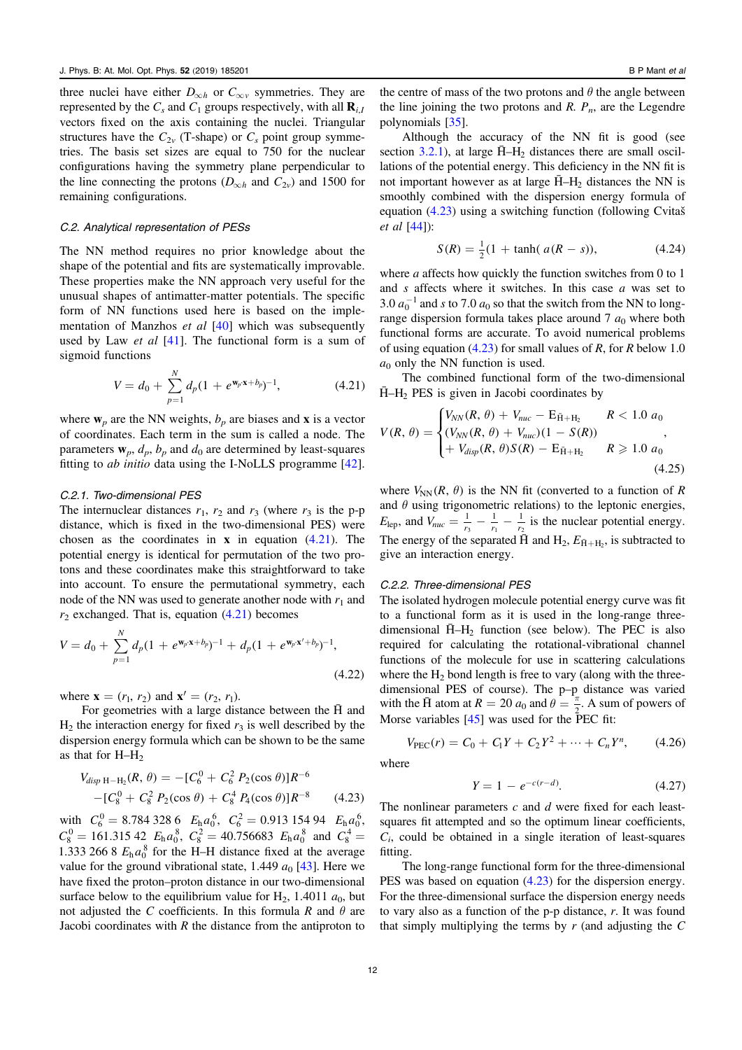three nuclei have either $D_{\infty h}$ or $C_{\infty v}$ symmetries. They are represented by the $C_s$ and $C_1$ groups respectively, with all $\mathbf{R}_{i,I}$ vectors fixed on the axis containing the nuclei. Triangular structures have the $C_{2v}$ (T-shape) or $C_s$ point group symmetries. The basis set sizes are equal to 750 for the nuclear configurations having the symmetry plane perpendicular to the line connecting the protons ($D_{\infty h}$ and $C_{2v}$) and 1500 for remaining configurations.

### C.2. Analytical representation of PESs

The NN method requires no prior knowledge about the shape of the potential and fits are systematically improvable. These properties make the NN approach very useful for the unusual shapes of antimatter-matter potentials. The specific form of NN functions used here is based on the implementation of Manzhos *et al* [40] which was subsequently used by Law *et al* [41]. The functional form is a sum of sigmoid functions

$$V = d_0 + \sum_{p=1}^{N} d_p(1 + e^{\mathbf{w}_p \cdot \mathbf{x} + b_p})^{-1}, \tag{4.21}$$

where $\mathbf{w}_p$ are the NN weights, $b_p$ are biases and $\mathbf{x}$ is a vector of coordinates. Each term in the sum is called a node. The parameters $\mathbf{w}_p$, $d_p$, $b_p$ and $d_0$ are determined by least-squares fitting to *ab initio* data using the I-NoLLS programme [42].

#### C.2.1. Two-dimensional PES

The internuclear distances $r_1$, $r_2$ and $r_3$ (where $r_3$ is the p-p distance, which is fixed in the two-dimensional PES) were chosen as the coordinates in $\mathbf{x}$ in equation (4.21). The potential energy is identical for permutation of the two protons and these coordinates make this straightforward to take into account. To ensure the permutational symmetry, each node of the NN was used to generate another node with $r_1$ and $r_2$ exchanged. That is, equation (4.21) becomes

$$V = d_0 + \sum_{p=1}^{N} d_p(1 + e^{\mathbf{w}_p \cdot \mathbf{x} + b_p})^{-1} + d_p(1 + e^{\mathbf{w}_p \cdot \mathbf{x}' + b_p})^{-1}, \tag{4.22}$$

where $\mathbf{x} = (r_1, r_2)$ and $\mathbf{x}' = (r_2, r_1)$.

For geometries with a large distance between the $\bar{\mathrm{H}}$ and $\mathrm{H}_2$ the interaction energy for fixed $r_3$ is well described by the dispersion energy formula which can be shown to be the same as that for H–$\mathrm{H}_2$

$$\begin{aligned} V_{disp\ \mathrm{H-H_2}}(R, \theta) = &-[C_6^0 + C_6^2\, P_2(\cos\theta)]R^{-6} \\ &-[C_8^0 + C_8^2\, P_2(\cos\theta) + C_8^4\, P_4(\cos\theta)]R^{-8} \end{aligned} \tag{4.23}$$

with $C_6^0 = 8.784\,328\,6\ \ E_\mathrm{h} a_0^6$, $C_6^2 = 0.913\,154\,94\ \ E_\mathrm{h} a_0^6$, $C_8^0 = 161.315\,42\ \ E_\mathrm{h} a_0^8$, $C_8^2 = 40.756683\ \ E_\mathrm{h} a_0^8$ and $C_8^4 = 1.333\,266\,8\ E_\mathrm{h} a_0^8$ for the H–H distance fixed at the average value for the ground vibrational state, 1.449 $a_0$ [43]. Here we have fixed the proton–proton distance in our two-dimensional surface below to the equilibrium value for $\mathrm{H}_2$, 1.4011 $a_0$, but not adjusted the $C$ coefficients. In this formula $R$ and $\theta$ are Jacobi coordinates with $R$ the distance from the antiproton to the centre of mass of the two protons and $\theta$ the angle between the line joining the two protons and $R$. $P_n$, are the Legendre polynomials [35].

Although the accuracy of the NN fit is good (see section 3.2.1), at large $\bar{\mathrm{H}}$–$\mathrm{H}_2$ distances there are small oscillations of the potential energy. This deficiency in the NN fit is not important however as at large $\bar{\mathrm{H}}$–$\mathrm{H}_2$ distances the NN is smoothly combined with the dispersion energy formula of equation (4.23) using a switching function (following Cvitaš *et al* [44]):

$$S(R) = \tfrac{1}{2}(1 + \tanh(\,a(R - s)), \tag{4.24}$$

where $a$ affects how quickly the function switches from 0 to 1 and $s$ affects where it switches. In this case $a$ was set to 3.0 $a_0^{-1}$ and $s$ to 7.0 $a_0$ so that the switch from the NN to long-range dispersion formula takes place around 7 $a_0$ where both functional forms are accurate. To avoid numerical problems of using equation (4.23) for small values of $R$, for $R$ below 1.0 $a_0$ only the NN function is used.

The combined functional form of the two-dimensional $\bar{\mathrm{H}}$–$\mathrm{H}_2$ PES is given in Jacobi coordinates by

$$V(R, \theta) = \begin{cases} V_{NN}(R, \theta) + V_{nuc} - \mathrm{E}_{\bar{\mathrm{H}}+\mathrm{H}_2} & R < 1.0\ a_0 \\ (V_{NN}(R, \theta) + V_{nuc})(1 - S(R)) & \\ + V_{disp}(R, \theta)S(R) - \mathrm{E}_{\bar{\mathrm{H}}+\mathrm{H}_2} & R \geqslant 1.0\ a_0 \end{cases}, \tag{4.25}$$

where $V_{\mathrm{NN}}(R, \theta)$ is the NN fit (converted to a function of $R$ and $\theta$ using trigonometric relations) to the leptonic energies, $E_{\mathrm{lep}}$, and $V_{nuc} = \frac{1}{r_3} - \frac{1}{r_1} - \frac{1}{r_2}$ is the nuclear potential energy. The energy of the separated $\bar{\mathrm{H}}$ and $\mathrm{H}_2$, $E_{\bar{\mathrm{H}}+\mathrm{H}_2}$, is subtracted to give an interaction energy.

#### C.2.2. Three-dimensional PES

The isolated hydrogen molecule potential energy curve was fit to a functional form as it is used in the long-range three-dimensional $\bar{\mathrm{H}}$–$\mathrm{H}_2$ function (see below). The PEC is also required for calculating the rotational-vibrational channel functions of the molecule for use in scattering calculations where the $\mathrm{H}_2$ bond length is free to vary (along with the three-dimensional PES of course). The p–p distance was varied with the $\bar{\mathrm{H}}$ atom at $R = 20\ a_0$ and $\theta = \frac{\pi}{2}$. A sum of powers of Morse variables [45] was used for the PEC fit:

$$V_{\mathrm{PEC}}(r) = C_0 + C_1 Y + C_2 Y^2 + \cdots + C_n Y^n, \tag{4.26}$$

where

$$Y = 1 - e^{-c(r-d)}. \tag{4.27}$$

The nonlinear parameters $c$ and $d$ were fixed for each least-squares fit attempted and so the optimum linear coefficients, $C_i$, could be obtained in a single iteration of least-squares fitting.

The long-range functional form for the three-dimensional PES was based on equation (4.23) for the dispersion energy. For the three-dimensional surface the dispersion energy needs to vary also as a function of the p-p distance, $r$. It was found that simply multiplying the terms by $r$ (and adjusting the $C$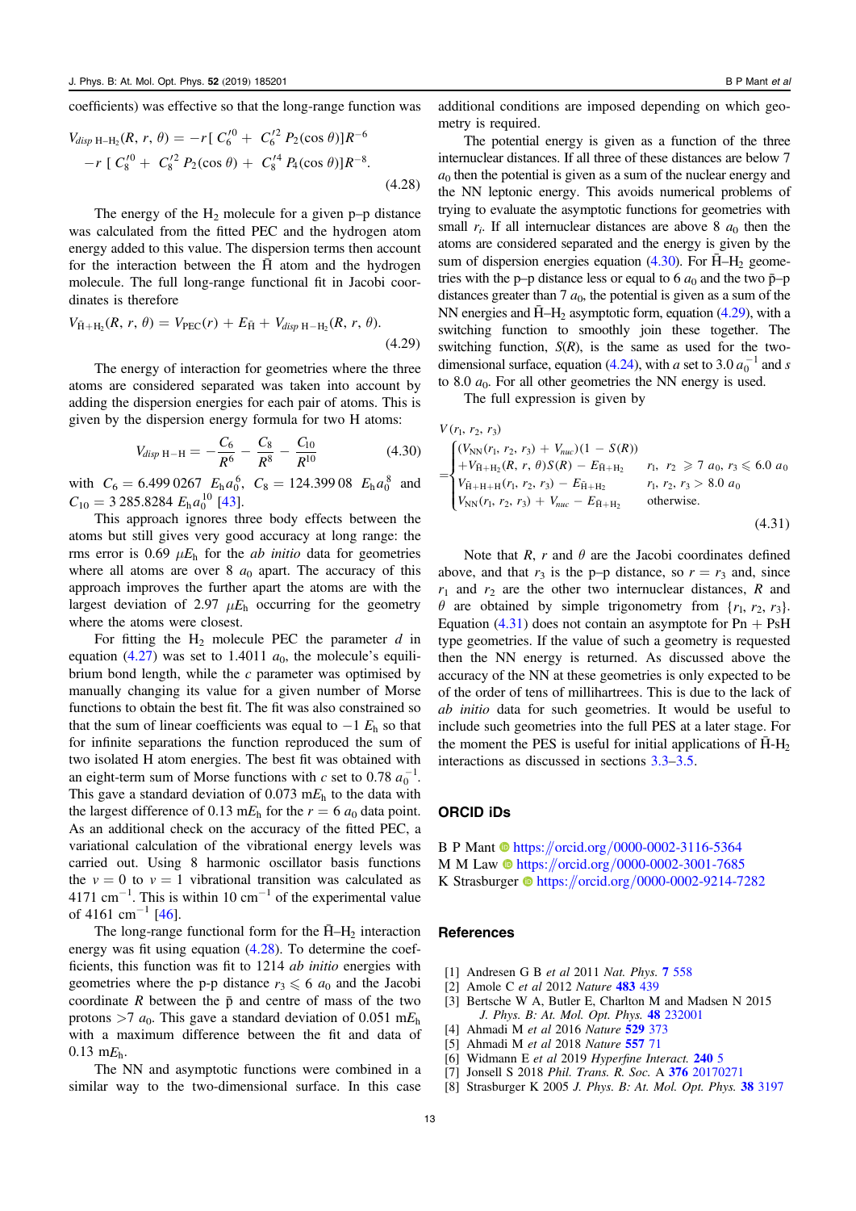coefficients) was effective so that the long-range function was

$$V_{disp\ \mathrm{H-H_2}}(R, r, \theta) = -r[C_6'^0 + C_6'^2 P_2(\cos\theta)]R^{-6} \\ -r[C_8'^0 + C_8'^2 P_2(\cos\theta) + C_8'^4 P_4(\cos\theta)]R^{-8}. \tag{4.28}$$

The energy of the $H_2$ molecule for a given p–p distance was calculated from the fitted PEC and the hydrogen atom energy added to this value. The dispersion terms then account for the interaction between the $\bar{\mathrm{H}}$ atom and the hydrogen molecule. The full long-range functional fit in Jacobi coordinates is therefore

$$V_{\bar{\mathrm{H}}+\mathrm{H}_2}(R, r, \theta) = V_{\mathrm{PEC}}(r) + E_{\bar{\mathrm{H}}} + V_{disp\ \mathrm{H-H_2}}(R, r, \theta). \tag{4.29}$$

The energy of interaction for geometries where the three atoms are considered separated was taken into account by adding the dispersion energies for each pair of atoms. This is given by the dispersion energy formula for two H atoms:

$$V_{disp\ \mathrm{H-H}} = -\frac{C_6}{R^6} - \frac{C_8}{R^8} - \frac{C_{10}}{R^{10}} \tag{4.30}$$

with $C_6 = 6.499\,0267\ E_\mathrm{h} a_0^6$, $C_8 = 124.399\,08\ E_\mathrm{h} a_0^8$ and $C_{10} = 3\,285.8284\ E_\mathrm{h} a_0^{10}$ [43].

This approach ignores three body effects between the atoms but still gives very good accuracy at long range: the rms error is 0.69 $\mu E_\mathrm{h}$ for the *ab initio* data for geometries where all atoms are over 8 $a_0$ apart. The accuracy of this approach improves the further apart the atoms are with the largest deviation of 2.97 $\mu E_\mathrm{h}$ occurring for the geometry where the atoms were closest.

For fitting the $H_2$ molecule PEC the parameter $d$ in equation (4.27) was set to 1.4011 $a_0$, the molecule's equilibrium bond length, while the $c$ parameter was optimised by manually changing its value for a given number of Morse functions to obtain the best fit. The fit was also constrained so that the sum of linear coefficients was equal to $-1\ E_\mathrm{h}$ so that for infinite separations the function reproduced the sum of two isolated H atom energies. The best fit was obtained with an eight-term sum of Morse functions with $c$ set to 0.78 $a_0^{-1}$. This gave a standard deviation of 0.073 m$E_\mathrm{h}$ to the data with the largest difference of 0.13 m$E_\mathrm{h}$ for the $r = 6\ a_0$ data point. As an additional check on the accuracy of the fitted PEC, a variational calculation of the vibrational energy levels was carried out. Using 8 harmonic oscillator basis functions the $v = 0$ to $v = 1$ vibrational transition was calculated as 4171 cm$^{-1}$. This is within 10 cm$^{-1}$ of the experimental value of 4161 cm$^{-1}$ [46].

The long-range functional form for the $\bar{\mathrm{H}}$–$H_2$ interaction energy was fit using equation (4.28). To determine the coefficients, this function was fit to 1214 *ab initio* energies with geometries where the p-p distance $r_3 \leqslant 6\ a_0$ and the Jacobi coordinate $R$ between the $\bar{\mathrm{p}}$ and centre of mass of the two protons $>7\ a_0$. This gave a standard deviation of 0.051 m$E_\mathrm{h}$ with a maximum difference between the fit and data of 0.13 m$E_\mathrm{h}$.

The NN and asymptotic functions were combined in a similar way to the two-dimensional surface. In this case additional conditions are imposed depending on which geometry is required.

The potential energy is given as a function of the three internuclear distances. If all three of these distances are below 7 $a_0$ then the potential is given as a sum of the nuclear energy and the NN leptonic energy. This avoids numerical problems of trying to evaluate the asymptotic functions for geometries with small $r_i$. If all internuclear distances are above 8 $a_0$ then the atoms are considered separated and the energy is given by the sum of dispersion energies equation (4.30). For $\bar{\mathrm{H}}$–$H_2$ geometries with the p–p distance less or equal to 6 $a_0$ and the two $\bar{\mathrm{p}}$–p distances greater than 7 $a_0$, the potential is given as a sum of the NN energies and $\bar{\mathrm{H}}$–$H_2$ asymptotic form, equation (4.29), with a switching function to smoothly join these together. The switching function, $S(R)$, is the same as used for the two-dimensional surface, equation (4.24), with $a$ set to 3.0 $a_0^{-1}$ and $s$ to 8.0 $a_0$. For all other geometries the NN energy is used.

The full expression is given by

$$V(r_1, r_2, r_3) = \begin{cases} (V_{\mathrm{NN}}(r_1, r_2, r_3) + V_{nuc})(1 - S(R)) \\ +V_{\bar{\mathrm{H}}+\mathrm{H}_2}(R, r, \theta)S(R) - E_{\bar{\mathrm{H}}+\mathrm{H}_2} & r_1,\ r_2 \geqslant 7\ a_0,\ r_3 \leqslant 6.0\ a_0 \\ V_{\bar{\mathrm{H}}+\mathrm{H}+\mathrm{H}}(r_1, r_2, r_3) - E_{\bar{\mathrm{H}}+\mathrm{H}_2} & r_1,\ r_2,\ r_3 > 8.0\ a_0 \\ V_{\mathrm{NN}}(r_1, r_2, r_3) + V_{nuc} - E_{\bar{\mathrm{H}}+\mathrm{H}_2} & \text{otherwise.} \end{cases} \tag{4.31}$$

Note that $R$, $r$ and $\theta$ are the Jacobi coordinates defined above, and that $r_3$ is the p–p distance, so $r = r_3$ and, since $r_1$ and $r_2$ are the other two internuclear distances, $R$ and $\theta$ are obtained by simple trigonometry from $\{r_1, r_2, r_3\}$. Equation (4.31) does not contain an asymptote for Pn + PsH type geometries. If the value of such a geometry is requested then the NN energy is returned. As discussed above the accuracy of the NN at these geometries is only expected to be of the order of tens of millihartrees. This is due to the lack of *ab initio* data for such geometries. It would be useful to include such geometries into the full PES at a later stage. For the moment the PES is useful for initial applications of $\bar{\mathrm{H}}$-$H_2$ interactions as discussed in sections 3.3–3.5.

## ORCID iDs

B P Mant https://orcid.org/0000-0002-3116-5364
M M Law https://orcid.org/0000-0002-3001-7685
K Strasburger https://orcid.org/0000-0002-9214-7282

## References

[1] Andresen G B *et al* 2011 *Nat. Phys.* **7** 558
[2] Amole C *et al* 2012 *Nature* **483** 439
[3] Bertsche W A, Butler E, Charlton M and Madsen N 2015 *J. Phys. B: At. Mol. Opt. Phys.* **48** 232001
[4] Ahmadi M *et al* 2016 *Nature* **529** 373
[5] Ahmadi M *et al* 2018 *Nature* **557** 71
[6] Widmann E *et al* 2019 *Hyperfine Interact.* **240** 5
[7] Jonsell S 2018 *Phil. Trans. R. Soc.* A **376** 20170271
[8] Strasburger K 2005 *J. Phys. B: At. Mol. Opt. Phys.* **38** 3197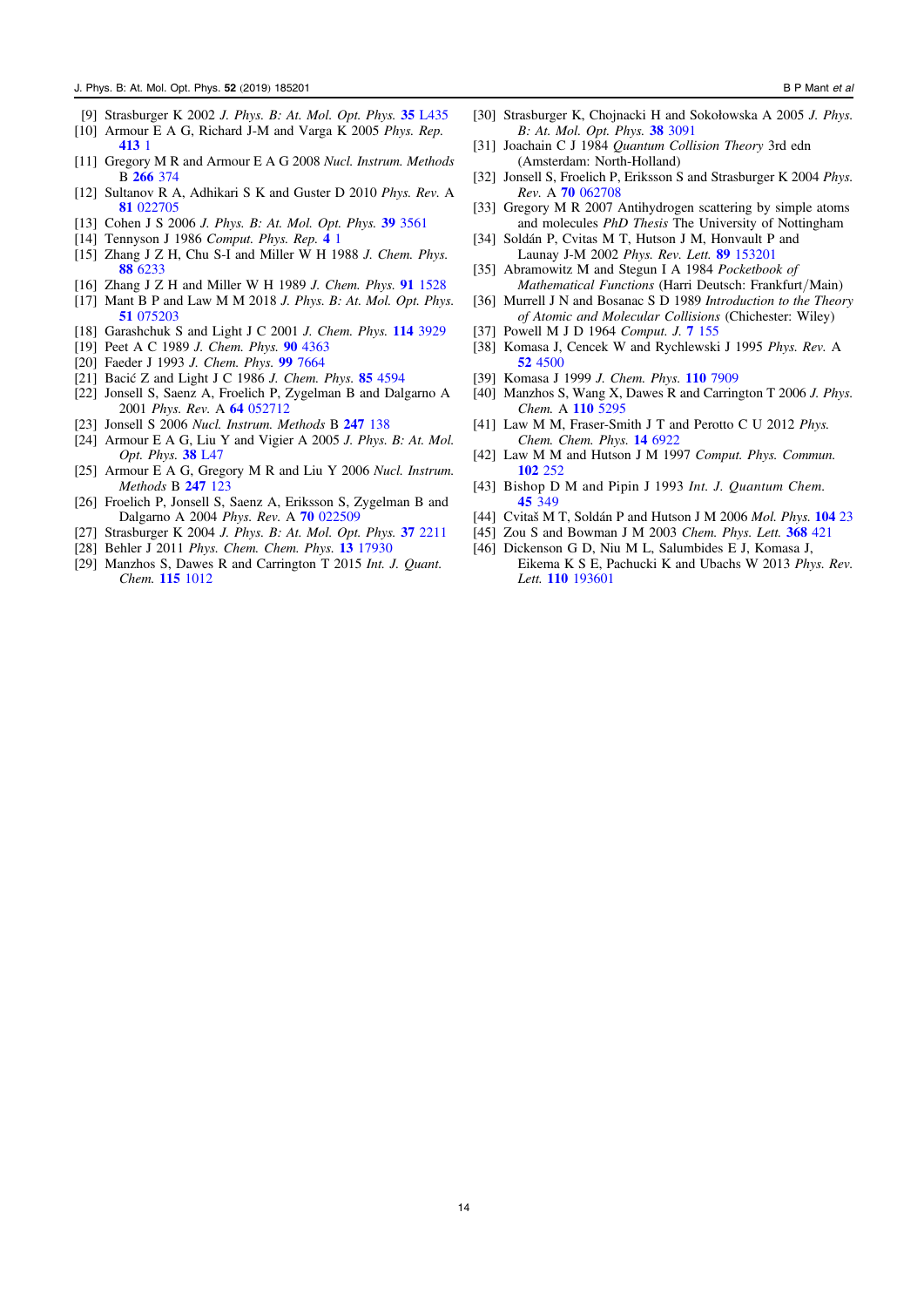[9] Strasburger K 2002 *J. Phys. B: At. Mol. Opt. Phys.* **35** L435

[10] Armour E A G, Richard J-M and Varga K 2005 *Phys. Rep.* **413** 1

[11] Gregory M R and Armour E A G 2008 *Nucl. Instrum. Methods* B **266** 374

[12] Sultanov R A, Adhikari S K and Guster D 2010 *Phys. Rev.* A **81** 022705

[13] Cohen J S 2006 *J. Phys. B: At. Mol. Opt. Phys.* **39** 3561

[14] Tennyson J 1986 *Comput. Phys. Rep.* **4** 1

[15] Zhang J Z H, Chu S-I and Miller W H 1988 *J. Chem. Phys.* **88** 6233

[16] Zhang J Z H and Miller W H 1989 *J. Chem. Phys.* **91** 1528

[17] Mant B P and Law M M 2018 *J. Phys. B: At. Mol. Opt. Phys.* **51** 075203

[18] Garashchuk S and Light J C 2001 *J. Chem. Phys.* **114** 3929

[19] Peet A C 1989 *J. Chem. Phys.* **90** 4363

[20] Faeder J 1993 *J. Chem. Phys.* **99** 7664

[21] Bacić Z and Light J C 1986 *J. Chem. Phys.* **85** 4594

[22] Jonsell S, Saenz A, Froelich P, Zygelman B and Dalgarno A 2001 *Phys. Rev.* A **64** 052712

[23] Jonsell S 2006 *Nucl. Instrum. Methods* B **247** 138

[24] Armour E A G, Liu Y and Vigier A 2005 *J. Phys. B: At. Mol. Opt. Phys.* **38** L47

[25] Armour E A G, Gregory M R and Liu Y 2006 *Nucl. Instrum. Methods* B **247** 123

[26] Froelich P, Jonsell S, Saenz A, Eriksson S, Zygelman B and Dalgarno A 2004 *Phys. Rev.* A **70** 022509

[27] Strasburger K 2004 *J. Phys. B: At. Mol. Opt. Phys.* **37** 2211

[28] Behler J 2011 *Phys. Chem. Chem. Phys.* **13** 17930

[29] Manzhos S, Dawes R and Carrington T 2015 *Int. J. Quant. Chem.* **115** 1012

[30] Strasburger K, Chojnacki H and Sokołowska A 2005 *J. Phys. B: At. Mol. Opt. Phys.* **38** 3091

[31] Joachain C J 1984 *Quantum Collision Theory* 3rd edn (Amsterdam: North-Holland)

[32] Jonsell S, Froelich P, Eriksson S and Strasburger K 2004 *Phys. Rev.* A **70** 062708

[33] Gregory M R 2007 Antihydrogen scattering by simple atoms and molecules *PhD Thesis* The University of Nottingham

[34] Soldán P, Cvitas M T, Hutson J M, Honvault P and Launay J-M 2002 *Phys. Rev. Lett.* **89** 153201

[35] Abramowitz M and Stegun I A 1984 *Pocketbook of Mathematical Functions* (Harri Deutsch: Frankfurt/Main)

[36] Murrell J N and Bosanac S D 1989 *Introduction to the Theory of Atomic and Molecular Collisions* (Chichester: Wiley)

[37] Powell M J D 1964 *Comput. J.* **7** 155

[38] Komasa J, Cencek W and Rychlewski J 1995 *Phys. Rev.* A **52** 4500

[39] Komasa J 1999 *J. Chem. Phys.* **110** 7909

[40] Manzhos S, Wang X, Dawes R and Carrington T 2006 *J. Phys. Chem.* A **110** 5295

[41] Law M M, Fraser-Smith J T and Perotto C U 2012 *Phys. Chem. Chem. Phys.* **14** 6922

[42] Law M M and Hutson J M 1997 *Comput. Phys. Commun.* **102** 252

[43] Bishop D M and Pipin J 1993 *Int. J. Quantum Chem.* **45** 349

[44] Cvitaš M T, Soldán P and Hutson J M 2006 *Mol. Phys.* **104** 23

[45] Zou S and Bowman J M 2003 *Chem. Phys. Lett.* **368** 421

[46] Dickenson G D, Niu M L, Salumbides E J, Komasa J, Eikema K S E, Pachucki K and Ubachs W 2013 *Phys. Rev. Lett.* **110** 193601